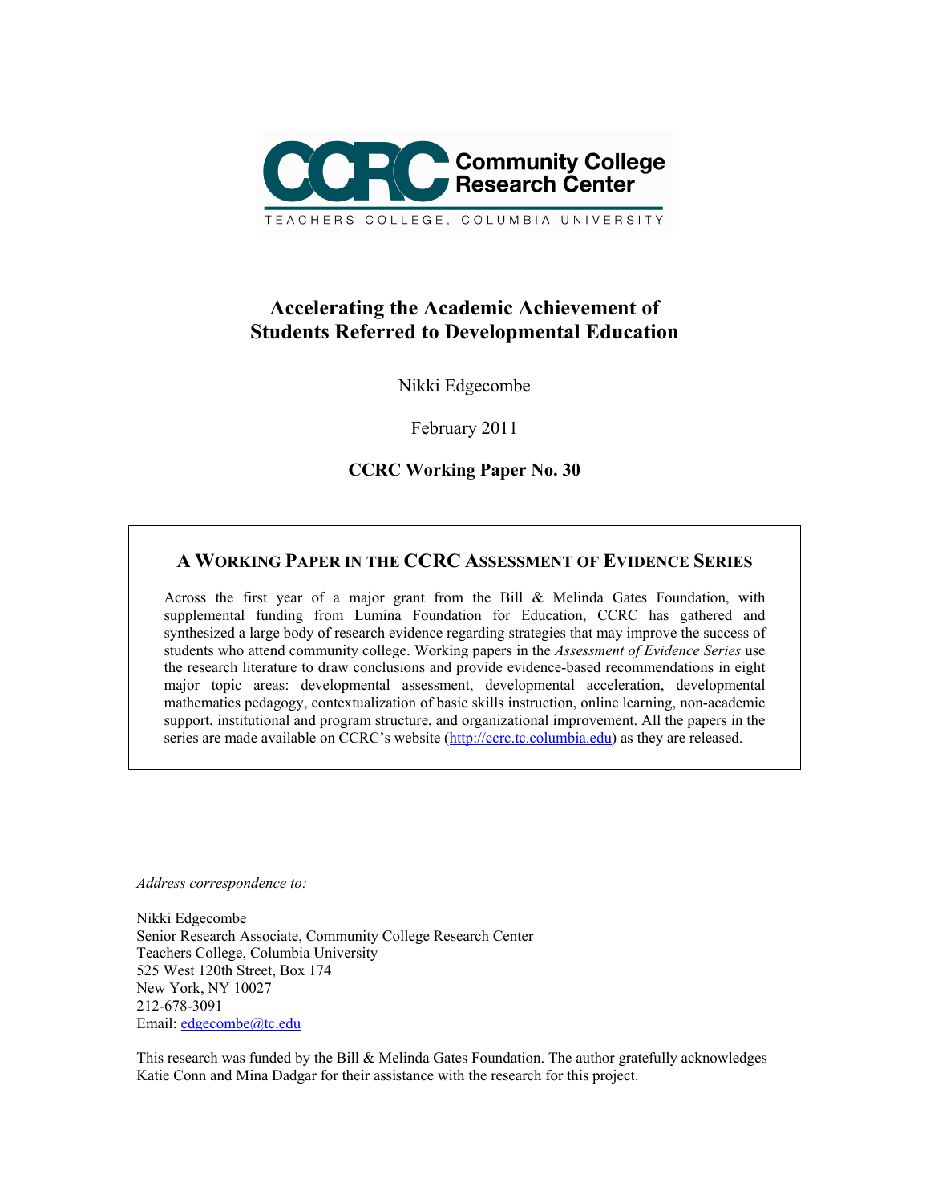Community College Research Center

TEACHERS COLLEGE, COLUMBIA UNIVERSITY

# Accelerating the Academic Achievement of Students Referred to Developmental Education

Nikki Edgecombe

February 2011

**CCRC Working Paper No. 30**

## A Working Paper in the CCRC Assessment of Evidence Series

Across the first year of a major grant from the Bill & Melinda Gates Foundation, with supplemental funding from Lumina Foundation for Education, CCRC has gathered and synthesized a large body of research evidence regarding strategies that may improve the success of students who attend community college. Working papers in the *Assessment of Evidence Series* use the research literature to draw conclusions and provide evidence-based recommendations in eight major topic areas: developmental assessment, developmental acceleration, developmental mathematics pedagogy, contextualization of basic skills instruction, online learning, non-academic support, institutional and program structure, and organizational improvement. All the papers in the series are made available on CCRC's website (http://ccrc.tc.columbia.edu) as they are released.

*Address correspondence to:*

Nikki Edgecombe
Senior Research Associate, Community College Research Center
Teachers College, Columbia University
525 West 120th Street, Box 174
New York, NY 10027
212-678-3091
Email: edgecombe@tc.edu

This research was funded by the Bill & Melinda Gates Foundation. The author gratefully acknowledges Katie Conn and Mina Dadgar for their assistance with the research for this project.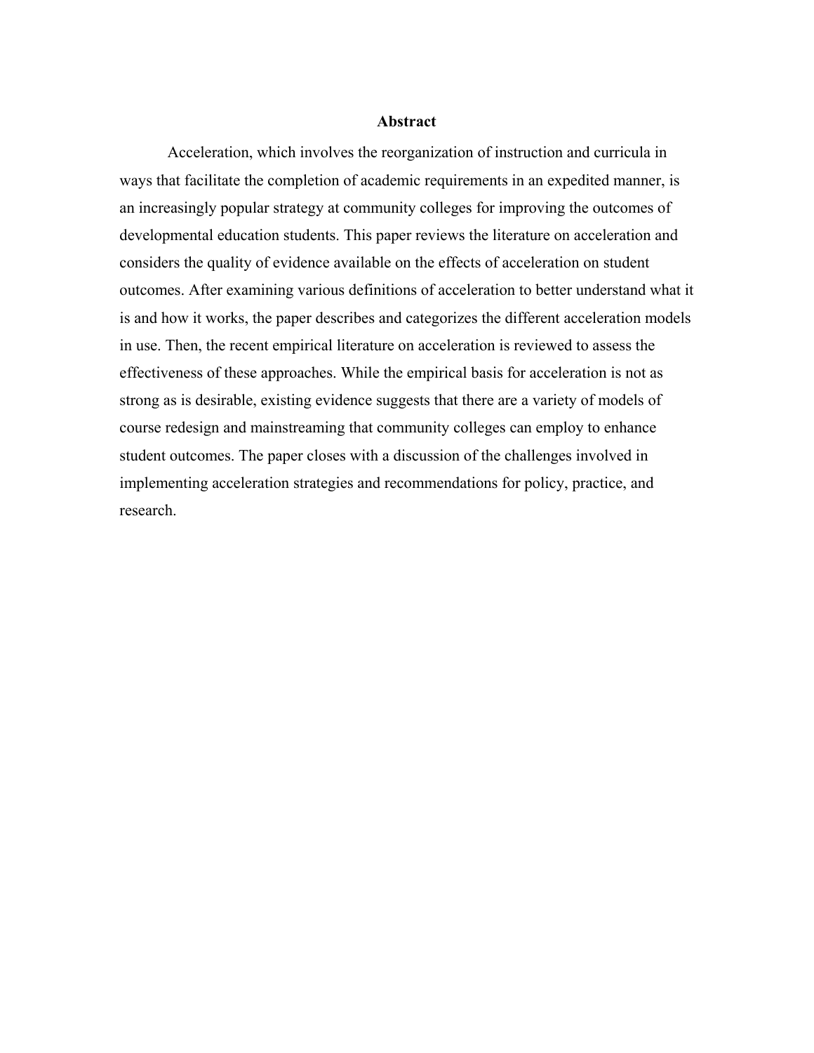## Abstract

Acceleration, which involves the reorganization of instruction and curricula in ways that facilitate the completion of academic requirements in an expedited manner, is an increasingly popular strategy at community colleges for improving the outcomes of developmental education students. This paper reviews the literature on acceleration and considers the quality of evidence available on the effects of acceleration on student outcomes. After examining various definitions of acceleration to better understand what it is and how it works, the paper describes and categorizes the different acceleration models in use. Then, the recent empirical literature on acceleration is reviewed to assess the effectiveness of these approaches. While the empirical basis for acceleration is not as strong as is desirable, existing evidence suggests that there are a variety of models of course redesign and mainstreaming that community colleges can employ to enhance student outcomes. The paper closes with a discussion of the challenges involved in implementing acceleration strategies and recommendations for policy, practice, and research.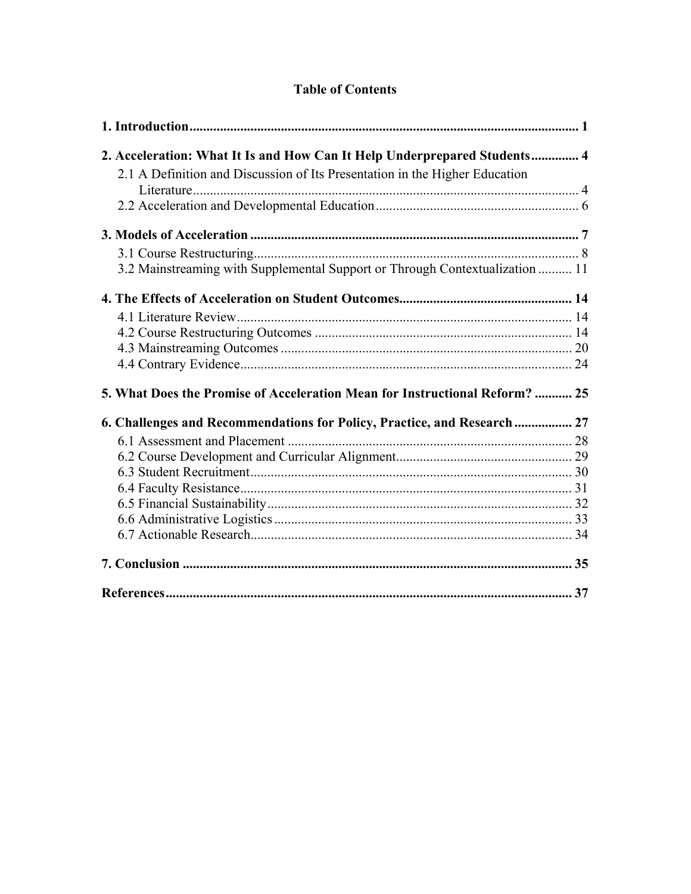## Table of Contents

**1. Introduction** ................................................................ **1**

**2. Acceleration: What It Is and How Can It Help Underprepared Students** .............. **4**

- 2.1 A Definition and Discussion of Its Presentation in the Higher Education Literature ........................................ 4
- 2.2 Acceleration and Developmental Education ........................................ 6

**3. Models of Acceleration** ................................................................ **7**

- 3.1 Course Restructuring ........................................ 8
- 3.2 Mainstreaming with Supplemental Support or Through Contextualization .......... 11

**4. The Effects of Acceleration on Student Outcomes** ........................................ **14**

- 4.1 Literature Review ........................................ 14
- 4.2 Course Restructuring Outcomes ........................................ 14
- 4.3 Mainstreaming Outcomes ........................................ 20
- 4.4 Contrary Evidence ........................................ 24

**5. What Does the Promise of Acceleration Mean for Instructional Reform?** ........... **25**

**6. Challenges and Recommendations for Policy, Practice, and Research** ................. **27**

- 6.1 Assessment and Placement ........................................ 28
- 6.2 Course Development and Curricular Alignment ........................................ 29
- 6.3 Student Recruitment ........................................ 30
- 6.4 Faculty Resistance ........................................ 31
- 6.5 Financial Sustainability ........................................ 32
- 6.6 Administrative Logistics ........................................ 33
- 6.7 Actionable Research ........................................ 34

**7. Conclusion** ................................................................ **35**

**References** ................................................................ **37**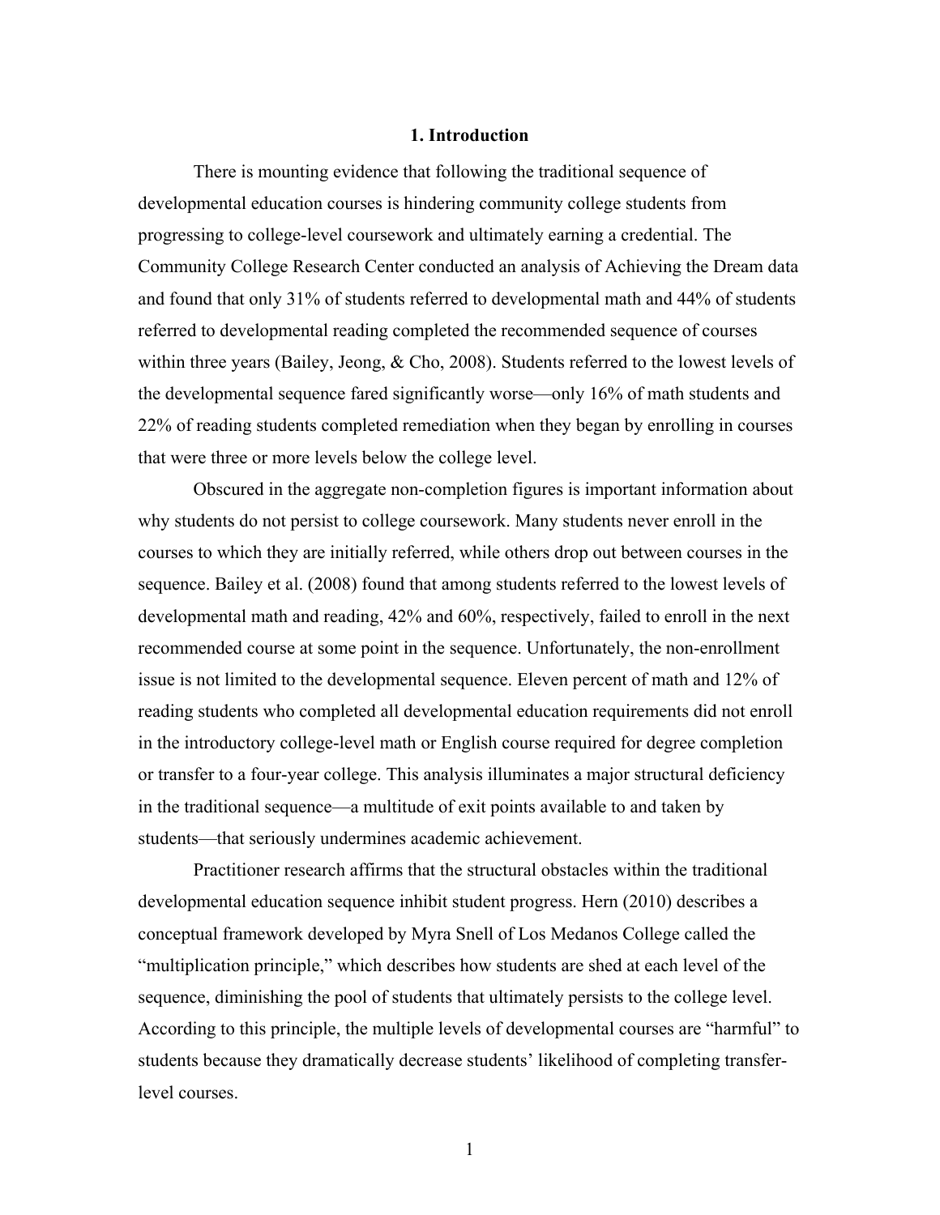# 1. Introduction

There is mounting evidence that following the traditional sequence of developmental education courses is hindering community college students from progressing to college-level coursework and ultimately earning a credential. The Community College Research Center conducted an analysis of Achieving the Dream data and found that only 31% of students referred to developmental math and 44% of students referred to developmental reading completed the recommended sequence of courses within three years (Bailey, Jeong, & Cho, 2008). Students referred to the lowest levels of the developmental sequence fared significantly worse—only 16% of math students and 22% of reading students completed remediation when they began by enrolling in courses that were three or more levels below the college level.

Obscured in the aggregate non-completion figures is important information about why students do not persist to college coursework. Many students never enroll in the courses to which they are initially referred, while others drop out between courses in the sequence. Bailey et al. (2008) found that among students referred to the lowest levels of developmental math and reading, 42% and 60%, respectively, failed to enroll in the next recommended course at some point in the sequence. Unfortunately, the non-enrollment issue is not limited to the developmental sequence. Eleven percent of math and 12% of reading students who completed all developmental education requirements did not enroll in the introductory college-level math or English course required for degree completion or transfer to a four-year college. This analysis illuminates a major structural deficiency in the traditional sequence—a multitude of exit points available to and taken by students—that seriously undermines academic achievement.

Practitioner research affirms that the structural obstacles within the traditional developmental education sequence inhibit student progress. Hern (2010) describes a conceptual framework developed by Myra Snell of Los Medanos College called the "multiplication principle," which describes how students are shed at each level of the sequence, diminishing the pool of students that ultimately persists to the college level. According to this principle, the multiple levels of developmental courses are "harmful" to students because they dramatically decrease students' likelihood of completing transfer-level courses.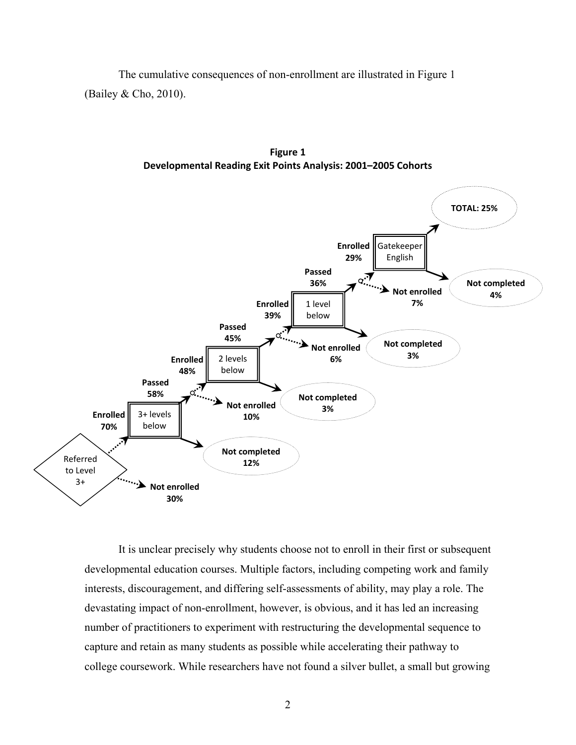The cumulative consequences of non-enrollment are illustrated in Figure 1 (Bailey & Cho, 2010).

**Figure 1**
**Developmental Reading Exit Points Analysis: 2001–2005 Cohorts**

Referred to Level 3+

**Enrolled 70%** → 3+ levels below → **Not completed 12%**

**Not enrolled 30%**

**Passed 58%** → **Enrolled 48%** → 2 levels below → **Not completed 3%**

**Not enrolled 10%**

**Passed 45%** → **Enrolled 39%** → 1 level below → **Not completed 3%**

**Not enrolled 6%**

**Passed 36%** → **Enrolled 29%** → Gatekeeper English → **Not completed 4%**

**Not enrolled 7%**

**TOTAL: 25%**

It is unclear precisely why students choose not to enroll in their first or subsequent developmental education courses. Multiple factors, including competing work and family interests, discouragement, and differing self-assessments of ability, may play a role. The devastating impact of non-enrollment, however, is obvious, and it has led an increasing number of practitioners to experiment with restructuring the developmental sequence to capture and retain as many students as possible while accelerating their pathway to college coursework. While researchers have not found a silver bullet, a small but growing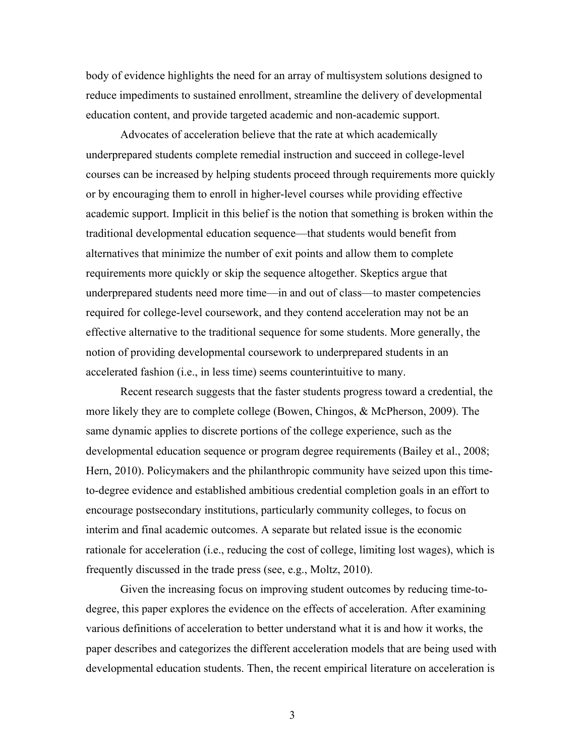body of evidence highlights the need for an array of multisystem solutions designed to reduce impediments to sustained enrollment, streamline the delivery of developmental education content, and provide targeted academic and non-academic support.

Advocates of acceleration believe that the rate at which academically underprepared students complete remedial instruction and succeed in college-level courses can be increased by helping students proceed through requirements more quickly or by encouraging them to enroll in higher-level courses while providing effective academic support. Implicit in this belief is the notion that something is broken within the traditional developmental education sequence—that students would benefit from alternatives that minimize the number of exit points and allow them to complete requirements more quickly or skip the sequence altogether. Skeptics argue that underprepared students need more time—in and out of class—to master competencies required for college-level coursework, and they contend acceleration may not be an effective alternative to the traditional sequence for some students. More generally, the notion of providing developmental coursework to underprepared students in an accelerated fashion (i.e., in less time) seems counterintuitive to many.

Recent research suggests that the faster students progress toward a credential, the more likely they are to complete college (Bowen, Chingos, & McPherson, 2009). The same dynamic applies to discrete portions of the college experience, such as the developmental education sequence or program degree requirements (Bailey et al., 2008; Hern, 2010). Policymakers and the philanthropic community have seized upon this time-to-degree evidence and established ambitious credential completion goals in an effort to encourage postsecondary institutions, particularly community colleges, to focus on interim and final academic outcomes. A separate but related issue is the economic rationale for acceleration (i.e., reducing the cost of college, limiting lost wages), which is frequently discussed in the trade press (see, e.g., Moltz, 2010).

Given the increasing focus on improving student outcomes by reducing time-to-degree, this paper explores the evidence on the effects of acceleration. After examining various definitions of acceleration to better understand what it is and how it works, the paper describes and categorizes the different acceleration models that are being used with developmental education students. Then, the recent empirical literature on acceleration is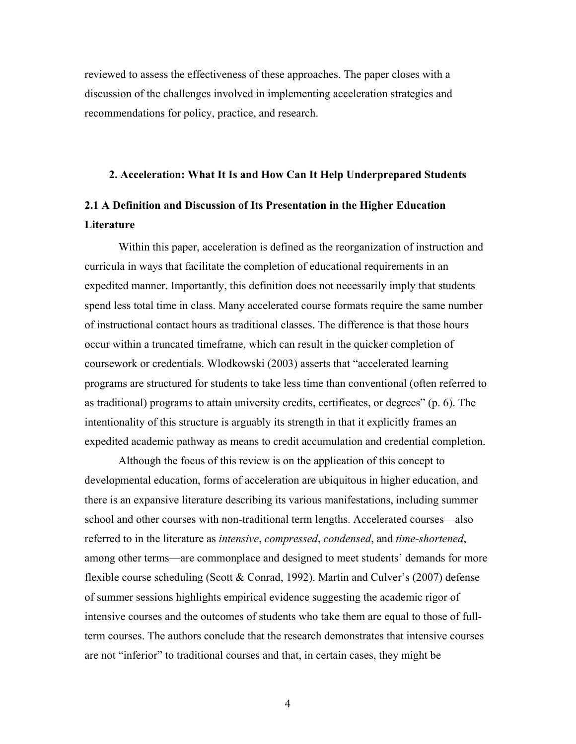reviewed to assess the effectiveness of these approaches. The paper closes with a discussion of the challenges involved in implementing acceleration strategies and recommendations for policy, practice, and research.

## 2. Acceleration: What It Is and How Can It Help Underprepared Students

### 2.1 A Definition and Discussion of Its Presentation in the Higher Education Literature

Within this paper, acceleration is defined as the reorganization of instruction and curricula in ways that facilitate the completion of educational requirements in an expedited manner. Importantly, this definition does not necessarily imply that students spend less total time in class. Many accelerated course formats require the same number of instructional contact hours as traditional classes. The difference is that those hours occur within a truncated timeframe, which can result in the quicker completion of coursework or credentials. Wlodkowski (2003) asserts that "accelerated learning programs are structured for students to take less time than conventional (often referred to as traditional) programs to attain university credits, certificates, or degrees" (p. 6). The intentionality of this structure is arguably its strength in that it explicitly frames an expedited academic pathway as means to credit accumulation and credential completion.

Although the focus of this review is on the application of this concept to developmental education, forms of acceleration are ubiquitous in higher education, and there is an expansive literature describing its various manifestations, including summer school and other courses with non-traditional term lengths. Accelerated courses—also referred to in the literature as *intensive*, *compressed*, *condensed*, and *time-shortened*, among other terms—are commonplace and designed to meet students' demands for more flexible course scheduling (Scott & Conrad, 1992). Martin and Culver's (2007) defense of summer sessions highlights empirical evidence suggesting the academic rigor of intensive courses and the outcomes of students who take them are equal to those of full-term courses. The authors conclude that the research demonstrates that intensive courses are not "inferior" to traditional courses and that, in certain cases, they might be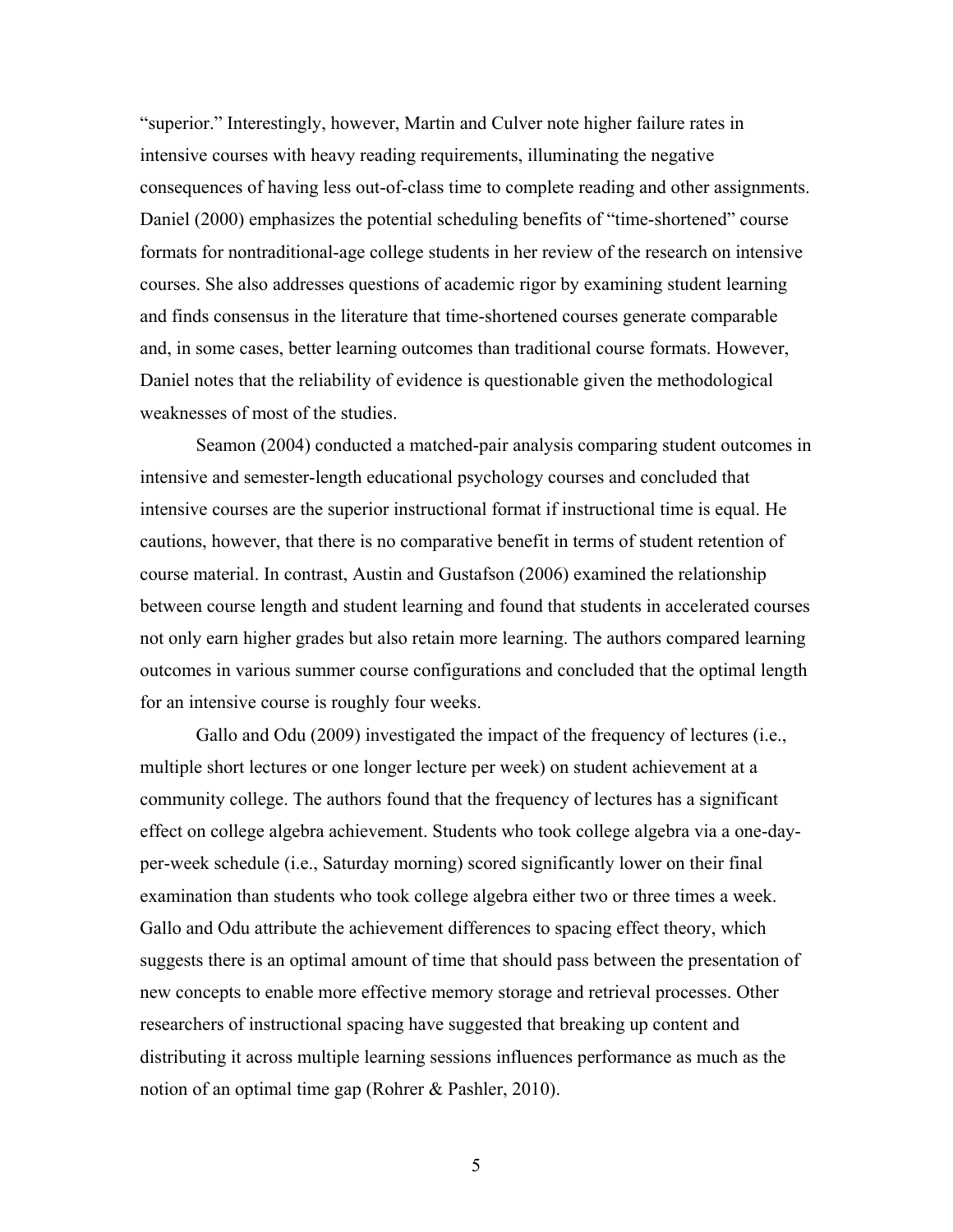"superior." Interestingly, however, Martin and Culver note higher failure rates in intensive courses with heavy reading requirements, illuminating the negative consequences of having less out-of-class time to complete reading and other assignments. Daniel (2000) emphasizes the potential scheduling benefits of "time-shortened" course formats for nontraditional-age college students in her review of the research on intensive courses. She also addresses questions of academic rigor by examining student learning and finds consensus in the literature that time-shortened courses generate comparable and, in some cases, better learning outcomes than traditional course formats. However, Daniel notes that the reliability of evidence is questionable given the methodological weaknesses of most of the studies.

Seamon (2004) conducted a matched-pair analysis comparing student outcomes in intensive and semester-length educational psychology courses and concluded that intensive courses are the superior instructional format if instructional time is equal. He cautions, however, that there is no comparative benefit in terms of student retention of course material. In contrast, Austin and Gustafson (2006) examined the relationship between course length and student learning and found that students in accelerated courses not only earn higher grades but also retain more learning. The authors compared learning outcomes in various summer course configurations and concluded that the optimal length for an intensive course is roughly four weeks.

Gallo and Odu (2009) investigated the impact of the frequency of lectures (i.e., multiple short lectures or one longer lecture per week) on student achievement at a community college. The authors found that the frequency of lectures has a significant effect on college algebra achievement. Students who took college algebra via a one-day-per-week schedule (i.e., Saturday morning) scored significantly lower on their final examination than students who took college algebra either two or three times a week. Gallo and Odu attribute the achievement differences to spacing effect theory, which suggests there is an optimal amount of time that should pass between the presentation of new concepts to enable more effective memory storage and retrieval processes. Other researchers of instructional spacing have suggested that breaking up content and distributing it across multiple learning sessions influences performance as much as the notion of an optimal time gap (Rohrer & Pashler, 2010).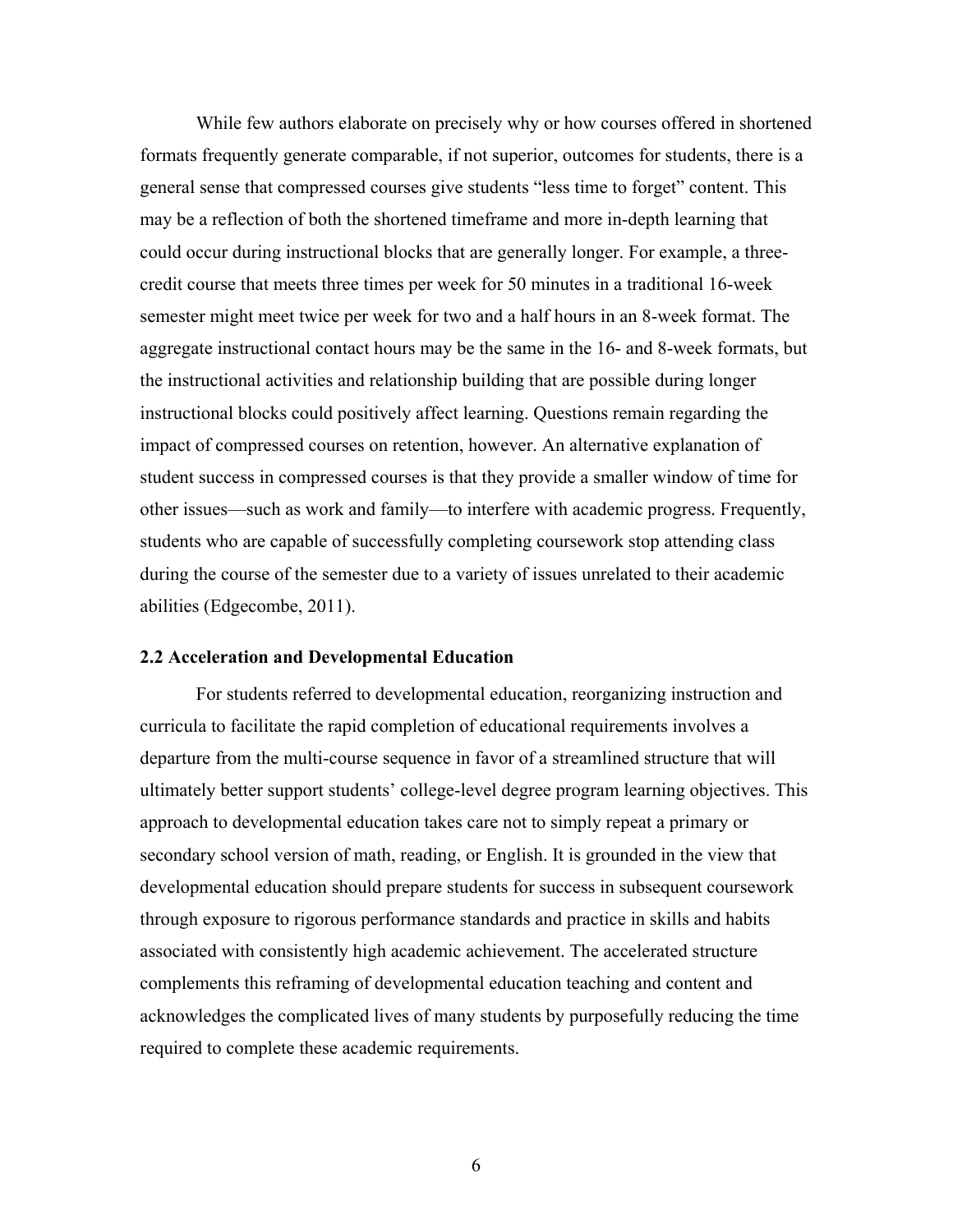While few authors elaborate on precisely why or how courses offered in shortened formats frequently generate comparable, if not superior, outcomes for students, there is a general sense that compressed courses give students "less time to forget" content. This may be a reflection of both the shortened timeframe and more in-depth learning that could occur during instructional blocks that are generally longer. For example, a three-credit course that meets three times per week for 50 minutes in a traditional 16-week semester might meet twice per week for two and a half hours in an 8-week format. The aggregate instructional contact hours may be the same in the 16- and 8-week formats, but the instructional activities and relationship building that are possible during longer instructional blocks could positively affect learning. Questions remain regarding the impact of compressed courses on retention, however. An alternative explanation of student success in compressed courses is that they provide a smaller window of time for other issues—such as work and family—to interfere with academic progress. Frequently, students who are capable of successfully completing coursework stop attending class during the course of the semester due to a variety of issues unrelated to their academic abilities (Edgecombe, 2011).

### 2.2 Acceleration and Developmental Education

For students referred to developmental education, reorganizing instruction and curricula to facilitate the rapid completion of educational requirements involves a departure from the multi-course sequence in favor of a streamlined structure that will ultimately better support students' college-level degree program learning objectives. This approach to developmental education takes care not to simply repeat a primary or secondary school version of math, reading, or English. It is grounded in the view that developmental education should prepare students for success in subsequent coursework through exposure to rigorous performance standards and practice in skills and habits associated with consistently high academic achievement. The accelerated structure complements this reframing of developmental education teaching and content and acknowledges the complicated lives of many students by purposefully reducing the time required to complete these academic requirements.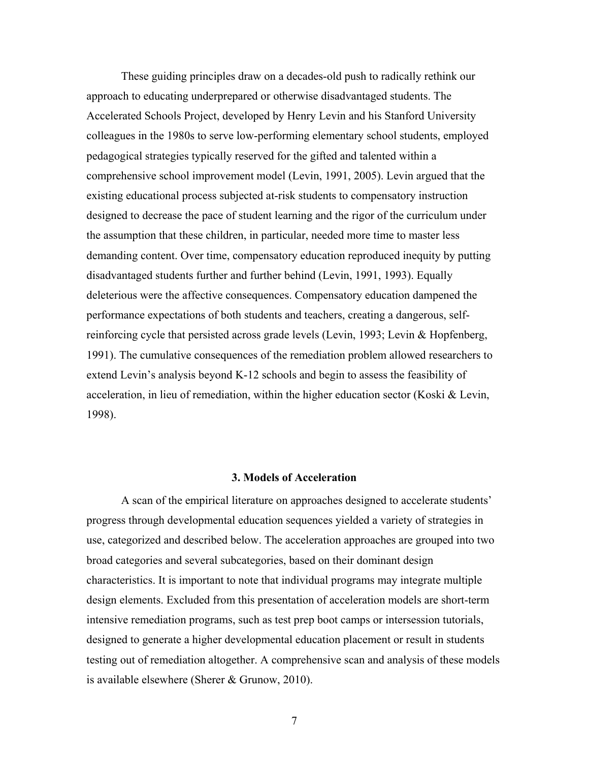These guiding principles draw on a decades-old push to radically rethink our approach to educating underprepared or otherwise disadvantaged students. The Accelerated Schools Project, developed by Henry Levin and his Stanford University colleagues in the 1980s to serve low-performing elementary school students, employed pedagogical strategies typically reserved for the gifted and talented within a comprehensive school improvement model (Levin, 1991, 2005). Levin argued that the existing educational process subjected at-risk students to compensatory instruction designed to decrease the pace of student learning and the rigor of the curriculum under the assumption that these children, in particular, needed more time to master less demanding content. Over time, compensatory education reproduced inequity by putting disadvantaged students further and further behind (Levin, 1991, 1993). Equally deleterious were the affective consequences. Compensatory education dampened the performance expectations of both students and teachers, creating a dangerous, self-reinforcing cycle that persisted across grade levels (Levin, 1993; Levin & Hopfenberg, 1991). The cumulative consequences of the remediation problem allowed researchers to extend Levin's analysis beyond K-12 schools and begin to assess the feasibility of acceleration, in lieu of remediation, within the higher education sector (Koski & Levin, 1998).

## 3. Models of Acceleration

A scan of the empirical literature on approaches designed to accelerate students' progress through developmental education sequences yielded a variety of strategies in use, categorized and described below. The acceleration approaches are grouped into two broad categories and several subcategories, based on their dominant design characteristics. It is important to note that individual programs may integrate multiple design elements. Excluded from this presentation of acceleration models are short-term intensive remediation programs, such as test prep boot camps or intersession tutorials, designed to generate a higher developmental education placement or result in students testing out of remediation altogether. A comprehensive scan and analysis of these models is available elsewhere (Sherer & Grunow, 2010).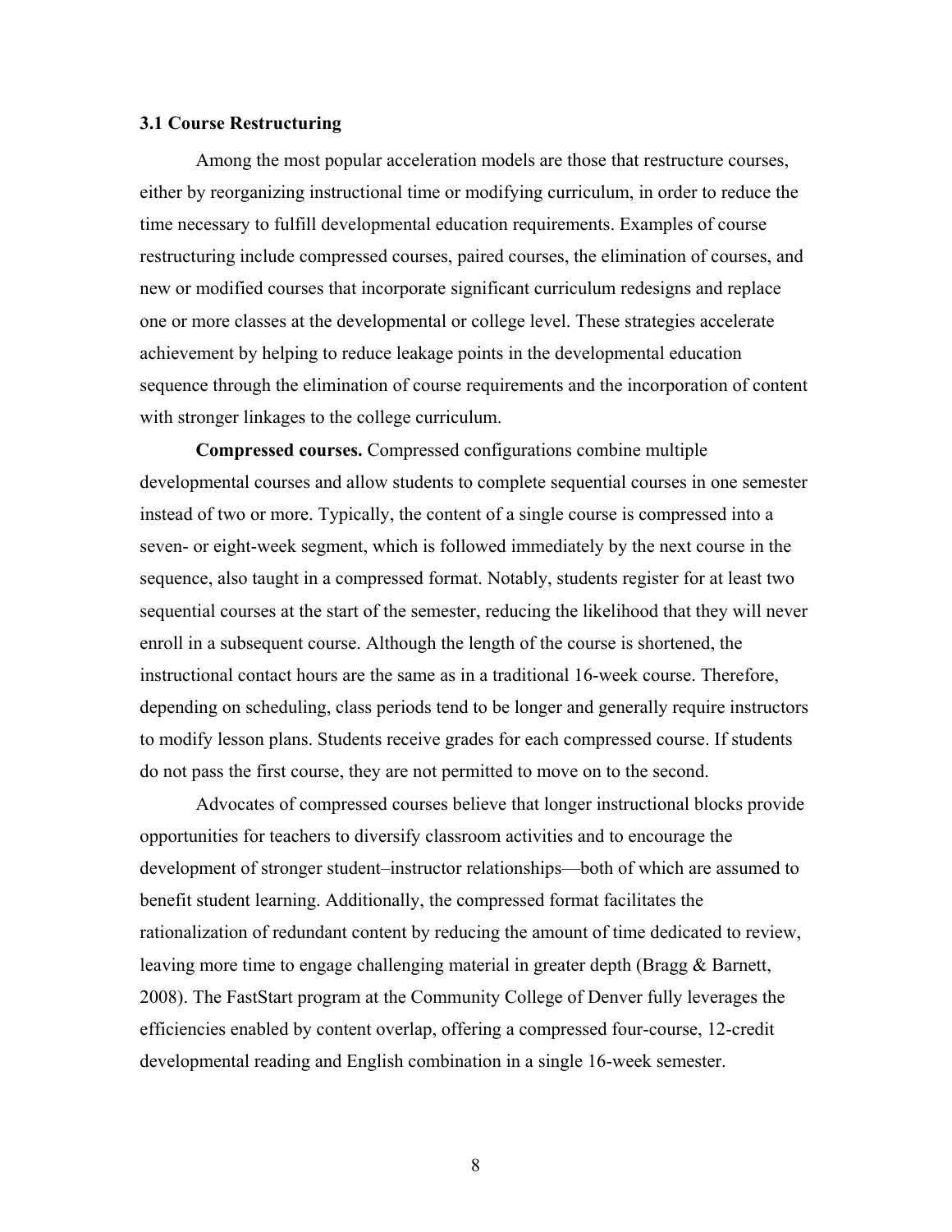### 3.1 Course Restructuring

Among the most popular acceleration models are those that restructure courses, either by reorganizing instructional time or modifying curriculum, in order to reduce the time necessary to fulfill developmental education requirements. Examples of course restructuring include compressed courses, paired courses, the elimination of courses, and new or modified courses that incorporate significant curriculum redesigns and replace one or more classes at the developmental or college level. These strategies accelerate achievement by helping to reduce leakage points in the developmental education sequence through the elimination of course requirements and the incorporation of content with stronger linkages to the college curriculum.

**Compressed courses.** Compressed configurations combine multiple developmental courses and allow students to complete sequential courses in one semester instead of two or more. Typically, the content of a single course is compressed into a seven- or eight-week segment, which is followed immediately by the next course in the sequence, also taught in a compressed format. Notably, students register for at least two sequential courses at the start of the semester, reducing the likelihood that they will never enroll in a subsequent course. Although the length of the course is shortened, the instructional contact hours are the same as in a traditional 16-week course. Therefore, depending on scheduling, class periods tend to be longer and generally require instructors to modify lesson plans. Students receive grades for each compressed course. If students do not pass the first course, they are not permitted to move on to the second.

Advocates of compressed courses believe that longer instructional blocks provide opportunities for teachers to diversify classroom activities and to encourage the development of stronger student–instructor relationships—both of which are assumed to benefit student learning. Additionally, the compressed format facilitates the rationalization of redundant content by reducing the amount of time dedicated to review, leaving more time to engage challenging material in greater depth (Bragg & Barnett, 2008). The FastStart program at the Community College of Denver fully leverages the efficiencies enabled by content overlap, offering a compressed four-course, 12-credit developmental reading and English combination in a single 16-week semester.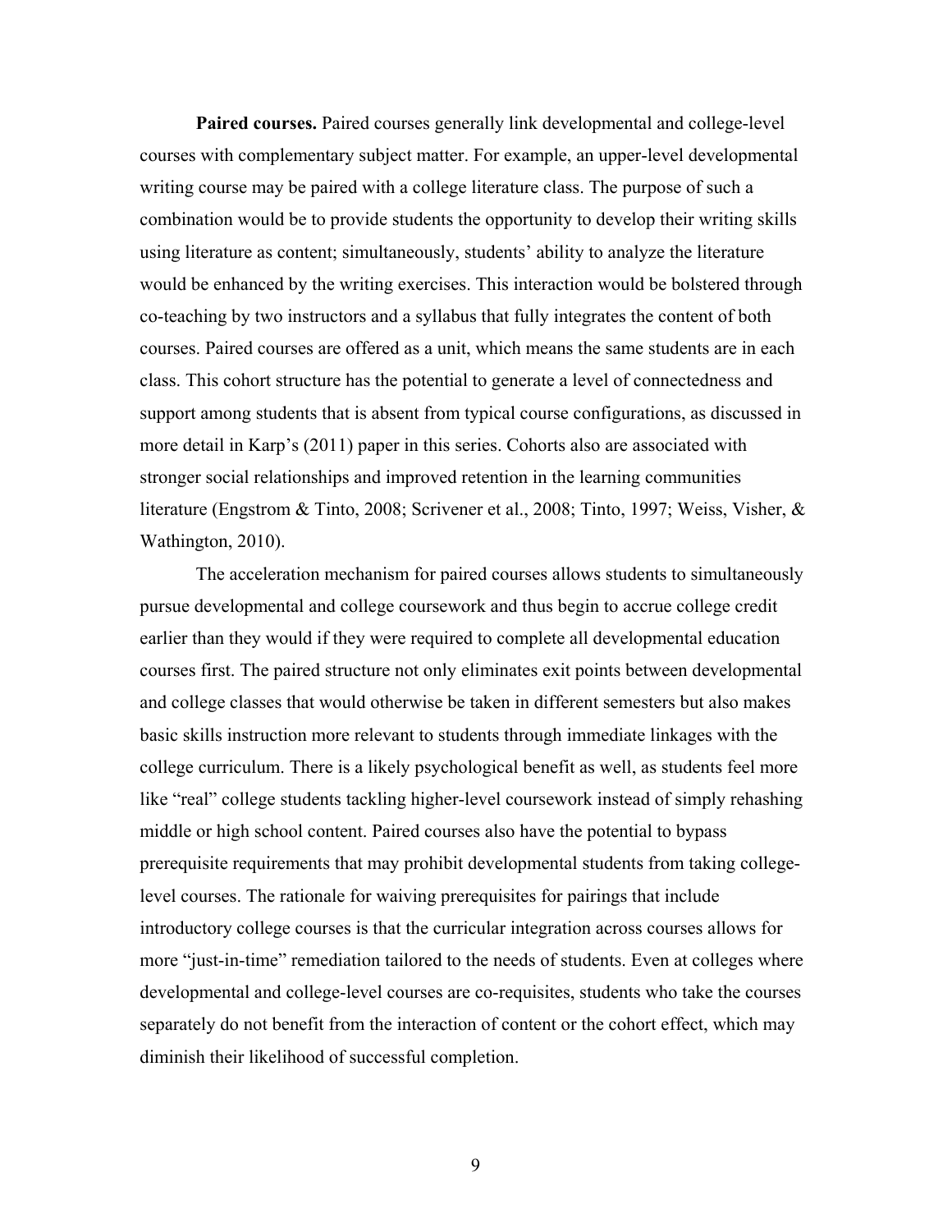**Paired courses.** Paired courses generally link developmental and college-level courses with complementary subject matter. For example, an upper-level developmental writing course may be paired with a college literature class. The purpose of such a combination would be to provide students the opportunity to develop their writing skills using literature as content; simultaneously, students' ability to analyze the literature would be enhanced by the writing exercises. This interaction would be bolstered through co-teaching by two instructors and a syllabus that fully integrates the content of both courses. Paired courses are offered as a unit, which means the same students are in each class. This cohort structure has the potential to generate a level of connectedness and support among students that is absent from typical course configurations, as discussed in more detail in Karp's (2011) paper in this series. Cohorts also are associated with stronger social relationships and improved retention in the learning communities literature (Engstrom & Tinto, 2008; Scrivener et al., 2008; Tinto, 1997; Weiss, Visher, & Wathington, 2010).

The acceleration mechanism for paired courses allows students to simultaneously pursue developmental and college coursework and thus begin to accrue college credit earlier than they would if they were required to complete all developmental education courses first. The paired structure not only eliminates exit points between developmental and college classes that would otherwise be taken in different semesters but also makes basic skills instruction more relevant to students through immediate linkages with the college curriculum. There is a likely psychological benefit as well, as students feel more like "real" college students tackling higher-level coursework instead of simply rehashing middle or high school content. Paired courses also have the potential to bypass prerequisite requirements that may prohibit developmental students from taking college-level courses. The rationale for waiving prerequisites for pairings that include introductory college courses is that the curricular integration across courses allows for more "just-in-time" remediation tailored to the needs of students. Even at colleges where developmental and college-level courses are co-requisites, students who take the courses separately do not benefit from the interaction of content or the cohort effect, which may diminish their likelihood of successful completion.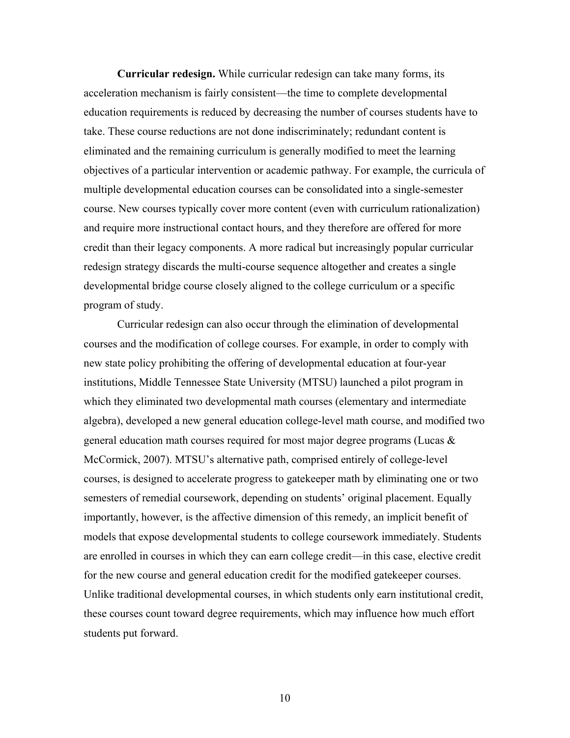**Curricular redesign.** While curricular redesign can take many forms, its acceleration mechanism is fairly consistent—the time to complete developmental education requirements is reduced by decreasing the number of courses students have to take. These course reductions are not done indiscriminately; redundant content is eliminated and the remaining curriculum is generally modified to meet the learning objectives of a particular intervention or academic pathway. For example, the curricula of multiple developmental education courses can be consolidated into a single-semester course. New courses typically cover more content (even with curriculum rationalization) and require more instructional contact hours, and they therefore are offered for more credit than their legacy components. A more radical but increasingly popular curricular redesign strategy discards the multi-course sequence altogether and creates a single developmental bridge course closely aligned to the college curriculum or a specific program of study.

Curricular redesign can also occur through the elimination of developmental courses and the modification of college courses. For example, in order to comply with new state policy prohibiting the offering of developmental education at four-year institutions, Middle Tennessee State University (MTSU) launched a pilot program in which they eliminated two developmental math courses (elementary and intermediate algebra), developed a new general education college-level math course, and modified two general education math courses required for most major degree programs (Lucas & McCormick, 2007). MTSU's alternative path, comprised entirely of college-level courses, is designed to accelerate progress to gatekeeper math by eliminating one or two semesters of remedial coursework, depending on students' original placement. Equally importantly, however, is the affective dimension of this remedy, an implicit benefit of models that expose developmental students to college coursework immediately. Students are enrolled in courses in which they can earn college credit—in this case, elective credit for the new course and general education credit for the modified gatekeeper courses. Unlike traditional developmental courses, in which students only earn institutional credit, these courses count toward degree requirements, which may influence how much effort students put forward.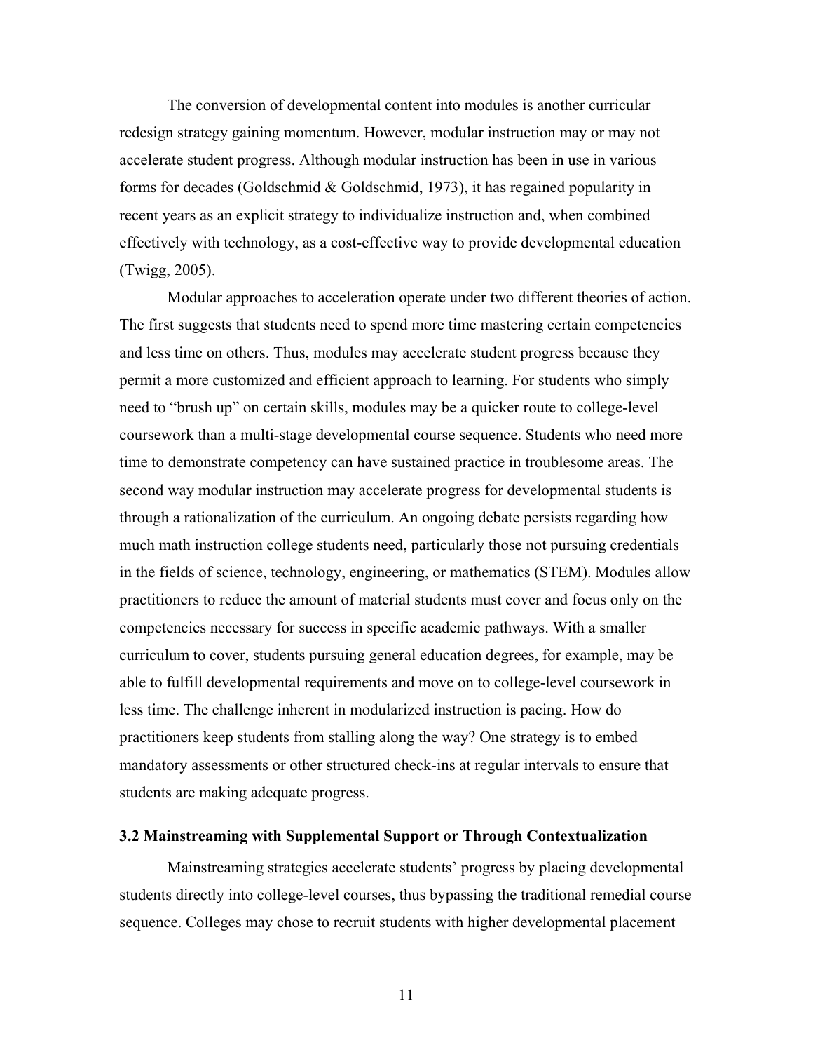The conversion of developmental content into modules is another curricular redesign strategy gaining momentum. However, modular instruction may or may not accelerate student progress. Although modular instruction has been in use in various forms for decades (Goldschmid & Goldschmid, 1973), it has regained popularity in recent years as an explicit strategy to individualize instruction and, when combined effectively with technology, as a cost-effective way to provide developmental education (Twigg, 2005).

Modular approaches to acceleration operate under two different theories of action. The first suggests that students need to spend more time mastering certain competencies and less time on others. Thus, modules may accelerate student progress because they permit a more customized and efficient approach to learning. For students who simply need to "brush up" on certain skills, modules may be a quicker route to college-level coursework than a multi-stage developmental course sequence. Students who need more time to demonstrate competency can have sustained practice in troublesome areas. The second way modular instruction may accelerate progress for developmental students is through a rationalization of the curriculum. An ongoing debate persists regarding how much math instruction college students need, particularly those not pursuing credentials in the fields of science, technology, engineering, or mathematics (STEM). Modules allow practitioners to reduce the amount of material students must cover and focus only on the competencies necessary for success in specific academic pathways. With a smaller curriculum to cover, students pursuing general education degrees, for example, may be able to fulfill developmental requirements and move on to college-level coursework in less time. The challenge inherent in modularized instruction is pacing. How do practitioners keep students from stalling along the way? One strategy is to embed mandatory assessments or other structured check-ins at regular intervals to ensure that students are making adequate progress.

### 3.2 Mainstreaming with Supplemental Support or Through Contextualization

Mainstreaming strategies accelerate students' progress by placing developmental students directly into college-level courses, thus bypassing the traditional remedial course sequence. Colleges may chose to recruit students with higher developmental placement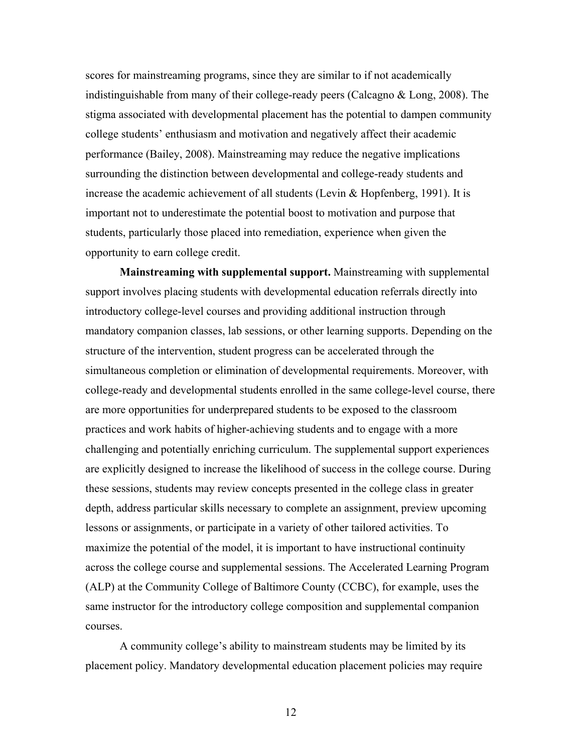scores for mainstreaming programs, since they are similar to if not academically indistinguishable from many of their college-ready peers (Calcagno & Long, 2008). The stigma associated with developmental placement has the potential to dampen community college students' enthusiasm and motivation and negatively affect their academic performance (Bailey, 2008). Mainstreaming may reduce the negative implications surrounding the distinction between developmental and college-ready students and increase the academic achievement of all students (Levin & Hopfenberg, 1991). It is important not to underestimate the potential boost to motivation and purpose that students, particularly those placed into remediation, experience when given the opportunity to earn college credit.

**Mainstreaming with supplemental support.** Mainstreaming with supplemental support involves placing students with developmental education referrals directly into introductory college-level courses and providing additional instruction through mandatory companion classes, lab sessions, or other learning supports. Depending on the structure of the intervention, student progress can be accelerated through the simultaneous completion or elimination of developmental requirements. Moreover, with college-ready and developmental students enrolled in the same college-level course, there are more opportunities for underprepared students to be exposed to the classroom practices and work habits of higher-achieving students and to engage with a more challenging and potentially enriching curriculum. The supplemental support experiences are explicitly designed to increase the likelihood of success in the college course. During these sessions, students may review concepts presented in the college class in greater depth, address particular skills necessary to complete an assignment, preview upcoming lessons or assignments, or participate in a variety of other tailored activities. To maximize the potential of the model, it is important to have instructional continuity across the college course and supplemental sessions. The Accelerated Learning Program (ALP) at the Community College of Baltimore County (CCBC), for example, uses the same instructor for the introductory college composition and supplemental companion courses.

A community college's ability to mainstream students may be limited by its placement policy. Mandatory developmental education placement policies may require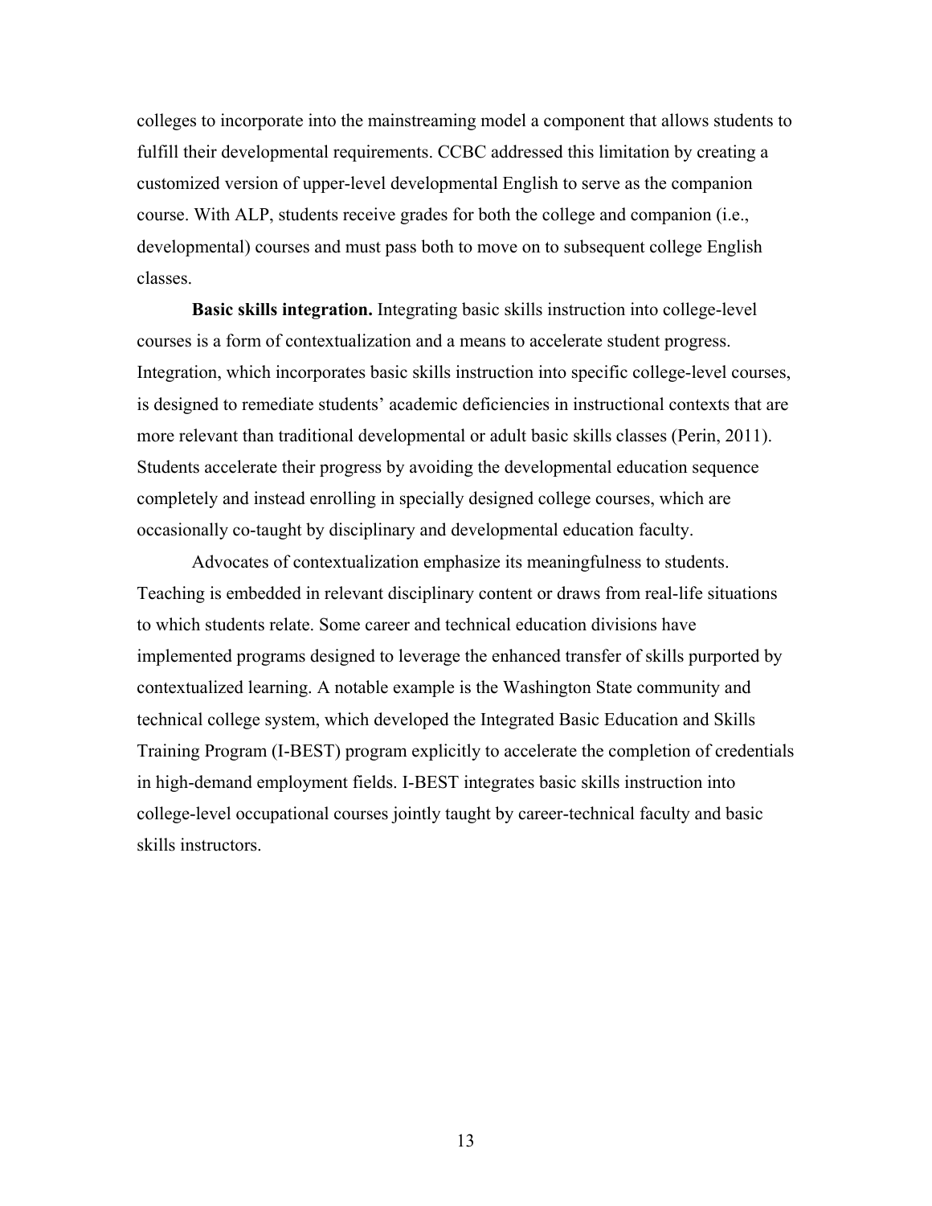colleges to incorporate into the mainstreaming model a component that allows students to fulfill their developmental requirements. CCBC addressed this limitation by creating a customized version of upper-level developmental English to serve as the companion course. With ALP, students receive grades for both the college and companion (i.e., developmental) courses and must pass both to move on to subsequent college English classes.

**Basic skills integration.** Integrating basic skills instruction into college-level courses is a form of contextualization and a means to accelerate student progress. Integration, which incorporates basic skills instruction into specific college-level courses, is designed to remediate students' academic deficiencies in instructional contexts that are more relevant than traditional developmental or adult basic skills classes (Perin, 2011). Students accelerate their progress by avoiding the developmental education sequence completely and instead enrolling in specially designed college courses, which are occasionally co-taught by disciplinary and developmental education faculty.

Advocates of contextualization emphasize its meaningfulness to students. Teaching is embedded in relevant disciplinary content or draws from real-life situations to which students relate. Some career and technical education divisions have implemented programs designed to leverage the enhanced transfer of skills purported by contextualized learning. A notable example is the Washington State community and technical college system, which developed the Integrated Basic Education and Skills Training Program (I-BEST) program explicitly to accelerate the completion of credentials in high-demand employment fields. I-BEST integrates basic skills instruction into college-level occupational courses jointly taught by career-technical faculty and basic skills instructors.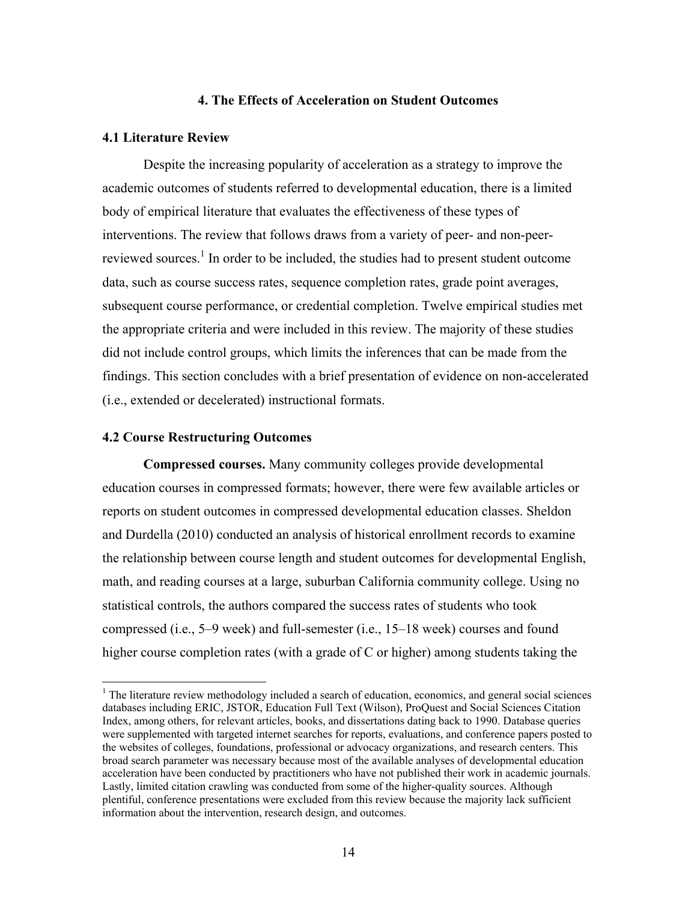## 4. The Effects of Acceleration on Student Outcomes

### 4.1 Literature Review

Despite the increasing popularity of acceleration as a strategy to improve the academic outcomes of students referred to developmental education, there is a limited body of empirical literature that evaluates the effectiveness of these types of interventions. The review that follows draws from a variety of peer- and non-peer-reviewed sources.[1] In order to be included, the studies had to present student outcome data, such as course success rates, sequence completion rates, grade point averages, subsequent course performance, or credential completion. Twelve empirical studies met the appropriate criteria and were included in this review. The majority of these studies did not include control groups, which limits the inferences that can be made from the findings. This section concludes with a brief presentation of evidence on non-accelerated (i.e., extended or decelerated) instructional formats.

### 4.2 Course Restructuring Outcomes

**Compressed courses.** Many community colleges provide developmental education courses in compressed formats; however, there were few available articles or reports on student outcomes in compressed developmental education classes. Sheldon and Durdella (2010) conducted an analysis of historical enrollment records to examine the relationship between course length and student outcomes for developmental English, math, and reading courses at a large, suburban California community college. Using no statistical controls, the authors compared the success rates of students who took compressed (i.e., 5–9 week) and full-semester (i.e., 15–18 week) courses and found higher course completion rates (with a grade of C or higher) among students taking the

[1] The literature review methodology included a search of education, economics, and general social sciences databases including ERIC, JSTOR, Education Full Text (Wilson), ProQuest and Social Sciences Citation Index, among others, for relevant articles, books, and dissertations dating back to 1990. Database queries were supplemented with targeted internet searches for reports, evaluations, and conference papers posted to the websites of colleges, foundations, professional or advocacy organizations, and research centers. This broad search parameter was necessary because most of the available analyses of developmental education acceleration have been conducted by practitioners who have not published their work in academic journals. Lastly, limited citation crawling was conducted from some of the higher-quality sources. Although plentiful, conference presentations were excluded from this review because the majority lack sufficient information about the intervention, research design, and outcomes.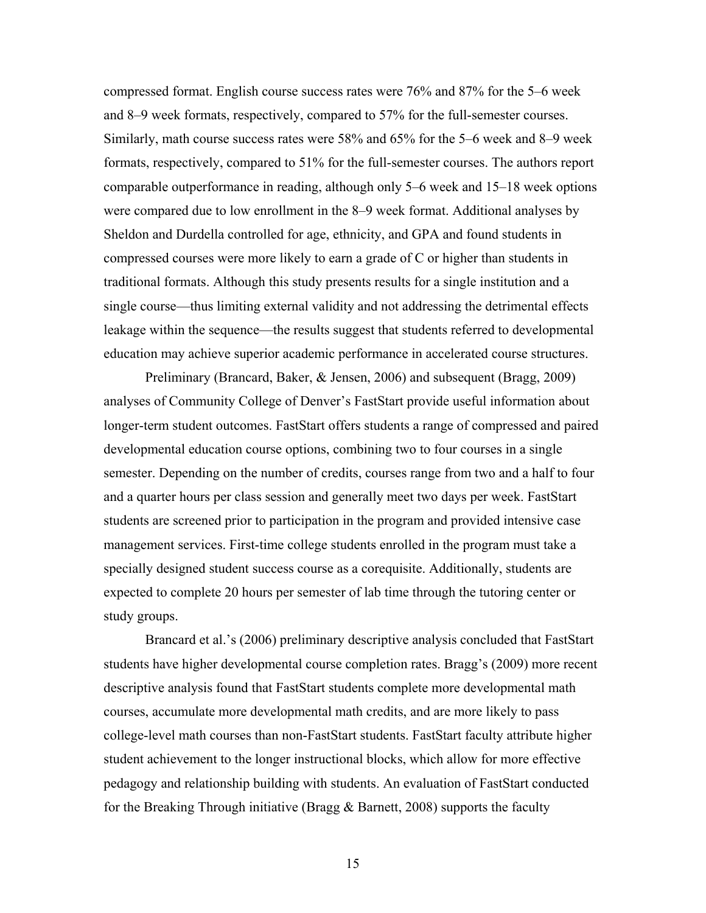compressed format. English course success rates were 76% and 87% for the 5–6 week and 8–9 week formats, respectively, compared to 57% for the full-semester courses. Similarly, math course success rates were 58% and 65% for the 5–6 week and 8–9 week formats, respectively, compared to 51% for the full-semester courses. The authors report comparable outperformance in reading, although only 5–6 week and 15–18 week options were compared due to low enrollment in the 8–9 week format. Additional analyses by Sheldon and Durdella controlled for age, ethnicity, and GPA and found students in compressed courses were more likely to earn a grade of C or higher than students in traditional formats. Although this study presents results for a single institution and a single course—thus limiting external validity and not addressing the detrimental effects leakage within the sequence—the results suggest that students referred to developmental education may achieve superior academic performance in accelerated course structures.

Preliminary (Brancard, Baker, & Jensen, 2006) and subsequent (Bragg, 2009) analyses of Community College of Denver's FastStart provide useful information about longer-term student outcomes. FastStart offers students a range of compressed and paired developmental education course options, combining two to four courses in a single semester. Depending on the number of credits, courses range from two and a half to four and a quarter hours per class session and generally meet two days per week. FastStart students are screened prior to participation in the program and provided intensive case management services. First-time college students enrolled in the program must take a specially designed student success course as a corequisite. Additionally, students are expected to complete 20 hours per semester of lab time through the tutoring center or study groups.

Brancard et al.'s (2006) preliminary descriptive analysis concluded that FastStart students have higher developmental course completion rates. Bragg's (2009) more recent descriptive analysis found that FastStart students complete more developmental math courses, accumulate more developmental math credits, and are more likely to pass college-level math courses than non-FastStart students. FastStart faculty attribute higher student achievement to the longer instructional blocks, which allow for more effective pedagogy and relationship building with students. An evaluation of FastStart conducted for the Breaking Through initiative (Bragg & Barnett, 2008) supports the faculty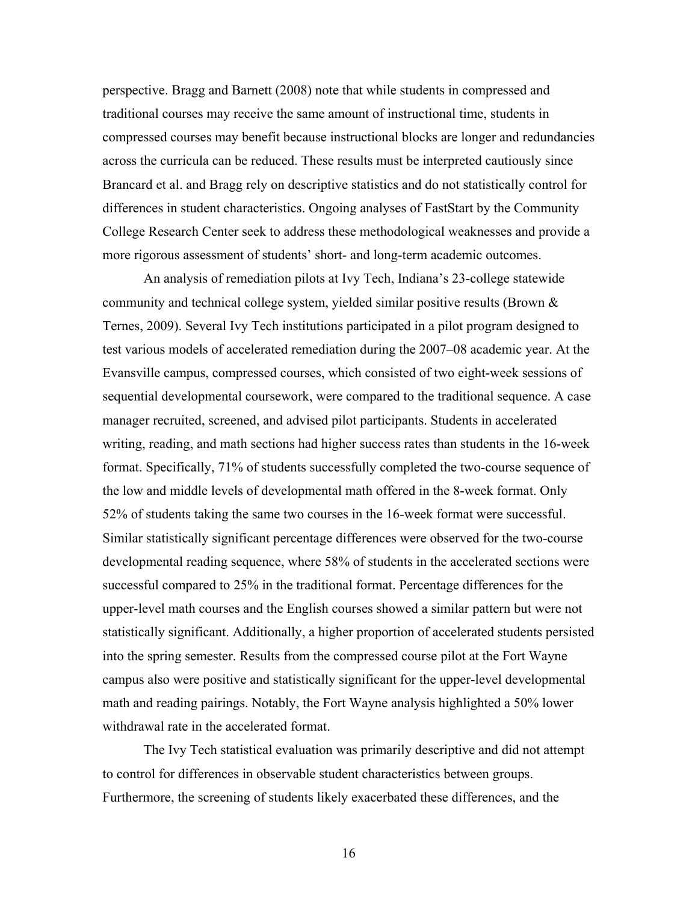perspective. Bragg and Barnett (2008) note that while students in compressed and traditional courses may receive the same amount of instructional time, students in compressed courses may benefit because instructional blocks are longer and redundancies across the curricula can be reduced. These results must be interpreted cautiously since Brancard et al. and Bragg rely on descriptive statistics and do not statistically control for differences in student characteristics. Ongoing analyses of FastStart by the Community College Research Center seek to address these methodological weaknesses and provide a more rigorous assessment of students' short- and long-term academic outcomes.

An analysis of remediation pilots at Ivy Tech, Indiana's 23-college statewide community and technical college system, yielded similar positive results (Brown & Ternes, 2009). Several Ivy Tech institutions participated in a pilot program designed to test various models of accelerated remediation during the 2007–08 academic year. At the Evansville campus, compressed courses, which consisted of two eight-week sessions of sequential developmental coursework, were compared to the traditional sequence. A case manager recruited, screened, and advised pilot participants. Students in accelerated writing, reading, and math sections had higher success rates than students in the 16-week format. Specifically, 71% of students successfully completed the two-course sequence of the low and middle levels of developmental math offered in the 8-week format. Only 52% of students taking the same two courses in the 16-week format were successful. Similar statistically significant percentage differences were observed for the two-course developmental reading sequence, where 58% of students in the accelerated sections were successful compared to 25% in the traditional format. Percentage differences for the upper-level math courses and the English courses showed a similar pattern but were not statistically significant. Additionally, a higher proportion of accelerated students persisted into the spring semester. Results from the compressed course pilot at the Fort Wayne campus also were positive and statistically significant for the upper-level developmental math and reading pairings. Notably, the Fort Wayne analysis highlighted a 50% lower withdrawal rate in the accelerated format.

The Ivy Tech statistical evaluation was primarily descriptive and did not attempt to control for differences in observable student characteristics between groups. Furthermore, the screening of students likely exacerbated these differences, and the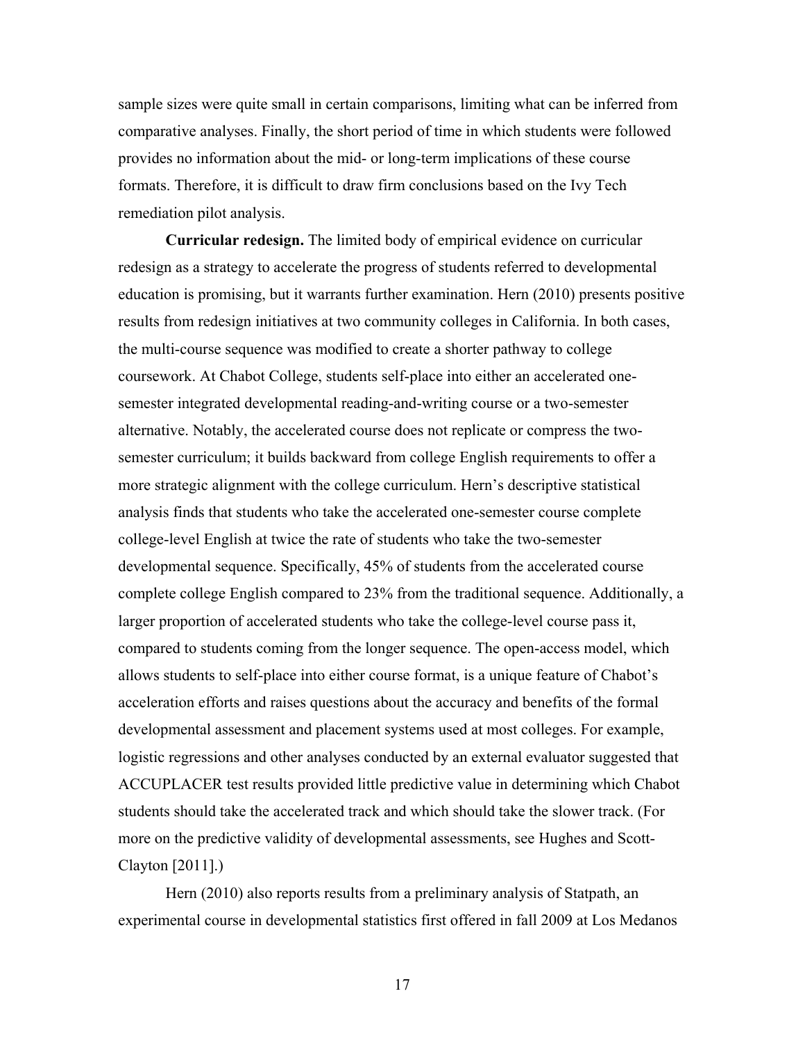sample sizes were quite small in certain comparisons, limiting what can be inferred from comparative analyses. Finally, the short period of time in which students were followed provides no information about the mid- or long-term implications of these course formats. Therefore, it is difficult to draw firm conclusions based on the Ivy Tech remediation pilot analysis.

**Curricular redesign.** The limited body of empirical evidence on curricular redesign as a strategy to accelerate the progress of students referred to developmental education is promising, but it warrants further examination. Hern (2010) presents positive results from redesign initiatives at two community colleges in California. In both cases, the multi-course sequence was modified to create a shorter pathway to college coursework. At Chabot College, students self-place into either an accelerated one-semester integrated developmental reading-and-writing course or a two-semester alternative. Notably, the accelerated course does not replicate or compress the two-semester curriculum; it builds backward from college English requirements to offer a more strategic alignment with the college curriculum. Hern's descriptive statistical analysis finds that students who take the accelerated one-semester course complete college-level English at twice the rate of students who take the two-semester developmental sequence. Specifically, 45% of students from the accelerated course complete college English compared to 23% from the traditional sequence. Additionally, a larger proportion of accelerated students who take the college-level course pass it, compared to students coming from the longer sequence. The open-access model, which allows students to self-place into either course format, is a unique feature of Chabot's acceleration efforts and raises questions about the accuracy and benefits of the formal developmental assessment and placement systems used at most colleges. For example, logistic regressions and other analyses conducted by an external evaluator suggested that ACCUPLACER test results provided little predictive value in determining which Chabot students should take the accelerated track and which should take the slower track. (For more on the predictive validity of developmental assessments, see Hughes and Scott-Clayton [2011].)

Hern (2010) also reports results from a preliminary analysis of Statpath, an experimental course in developmental statistics first offered in fall 2009 at Los Medanos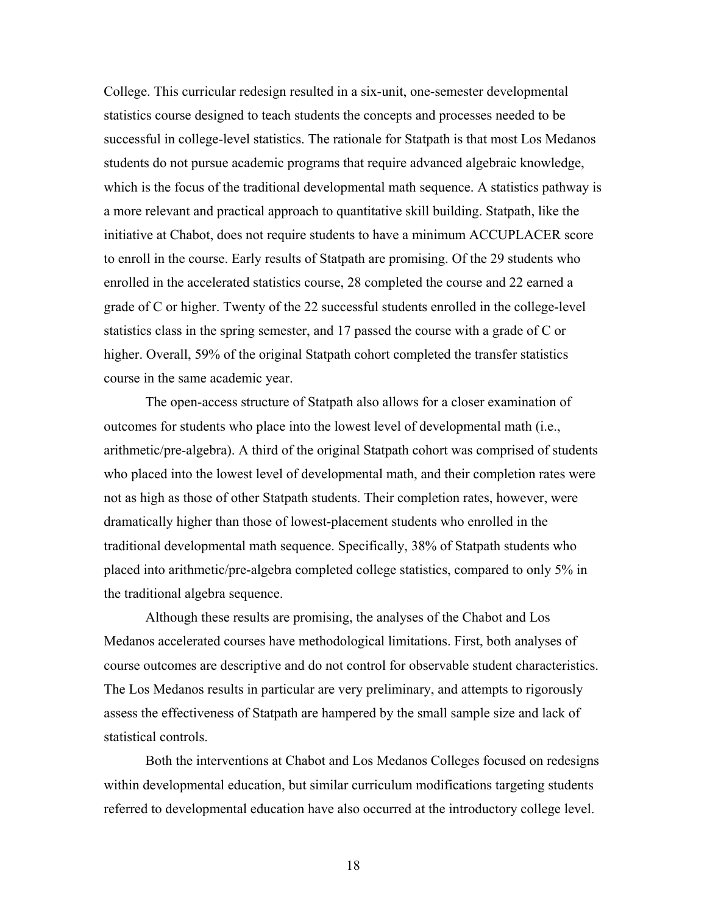College. This curricular redesign resulted in a six-unit, one-semester developmental statistics course designed to teach students the concepts and processes needed to be successful in college-level statistics. The rationale for Statpath is that most Los Medanos students do not pursue academic programs that require advanced algebraic knowledge, which is the focus of the traditional developmental math sequence. A statistics pathway is a more relevant and practical approach to quantitative skill building. Statpath, like the initiative at Chabot, does not require students to have a minimum ACCUPLACER score to enroll in the course. Early results of Statpath are promising. Of the 29 students who enrolled in the accelerated statistics course, 28 completed the course and 22 earned a grade of C or higher. Twenty of the 22 successful students enrolled in the college-level statistics class in the spring semester, and 17 passed the course with a grade of C or higher. Overall, 59% of the original Statpath cohort completed the transfer statistics course in the same academic year.

The open-access structure of Statpath also allows for a closer examination of outcomes for students who place into the lowest level of developmental math (i.e., arithmetic/pre-algebra). A third of the original Statpath cohort was comprised of students who placed into the lowest level of developmental math, and their completion rates were not as high as those of other Statpath students. Their completion rates, however, were dramatically higher than those of lowest-placement students who enrolled in the traditional developmental math sequence. Specifically, 38% of Statpath students who placed into arithmetic/pre-algebra completed college statistics, compared to only 5% in the traditional algebra sequence.

Although these results are promising, the analyses of the Chabot and Los Medanos accelerated courses have methodological limitations. First, both analyses of course outcomes are descriptive and do not control for observable student characteristics. The Los Medanos results in particular are very preliminary, and attempts to rigorously assess the effectiveness of Statpath are hampered by the small sample size and lack of statistical controls.

Both the interventions at Chabot and Los Medanos Colleges focused on redesigns within developmental education, but similar curriculum modifications targeting students referred to developmental education have also occurred at the introductory college level.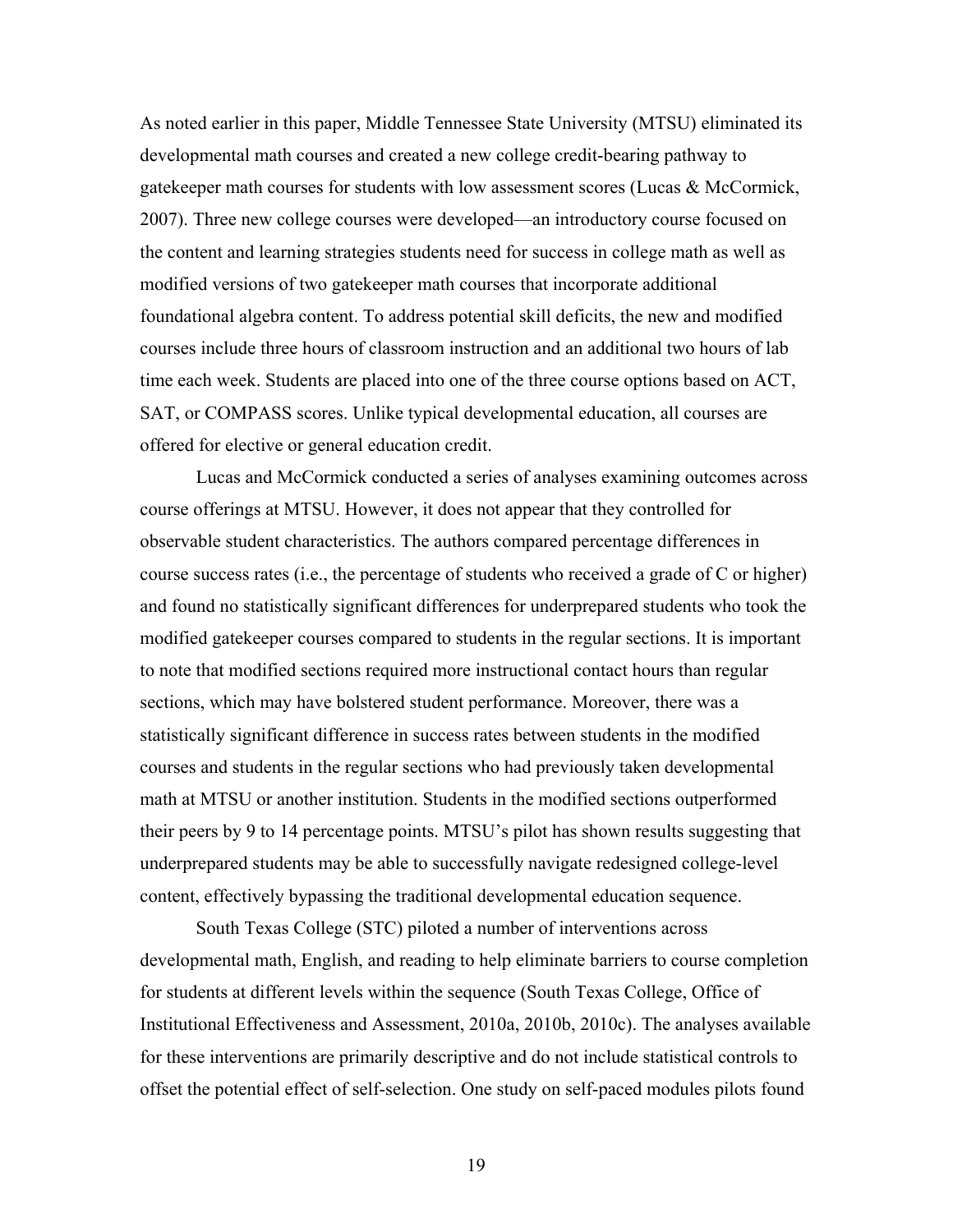As noted earlier in this paper, Middle Tennessee State University (MTSU) eliminated its developmental math courses and created a new college credit-bearing pathway to gatekeeper math courses for students with low assessment scores (Lucas & McCormick, 2007). Three new college courses were developed—an introductory course focused on the content and learning strategies students need for success in college math as well as modified versions of two gatekeeper math courses that incorporate additional foundational algebra content. To address potential skill deficits, the new and modified courses include three hours of classroom instruction and an additional two hours of lab time each week. Students are placed into one of the three course options based on ACT, SAT, or COMPASS scores. Unlike typical developmental education, all courses are offered for elective or general education credit.

Lucas and McCormick conducted a series of analyses examining outcomes across course offerings at MTSU. However, it does not appear that they controlled for observable student characteristics. The authors compared percentage differences in course success rates (i.e., the percentage of students who received a grade of C or higher) and found no statistically significant differences for underprepared students who took the modified gatekeeper courses compared to students in the regular sections. It is important to note that modified sections required more instructional contact hours than regular sections, which may have bolstered student performance. Moreover, there was a statistically significant difference in success rates between students in the modified courses and students in the regular sections who had previously taken developmental math at MTSU or another institution. Students in the modified sections outperformed their peers by 9 to 14 percentage points. MTSU's pilot has shown results suggesting that underprepared students may be able to successfully navigate redesigned college-level content, effectively bypassing the traditional developmental education sequence.

South Texas College (STC) piloted a number of interventions across developmental math, English, and reading to help eliminate barriers to course completion for students at different levels within the sequence (South Texas College, Office of Institutional Effectiveness and Assessment, 2010a, 2010b, 2010c). The analyses available for these interventions are primarily descriptive and do not include statistical controls to offset the potential effect of self-selection. One study on self-paced modules pilots found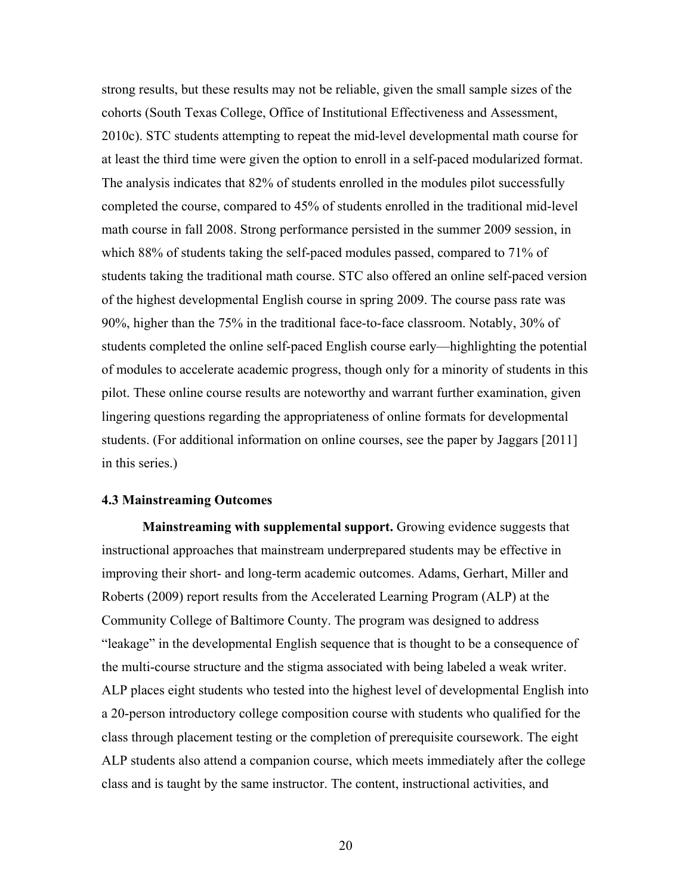strong results, but these results may not be reliable, given the small sample sizes of the cohorts (South Texas College, Office of Institutional Effectiveness and Assessment, 2010c). STC students attempting to repeat the mid-level developmental math course for at least the third time were given the option to enroll in a self-paced modularized format. The analysis indicates that 82% of students enrolled in the modules pilot successfully completed the course, compared to 45% of students enrolled in the traditional mid-level math course in fall 2008. Strong performance persisted in the summer 2009 session, in which 88% of students taking the self-paced modules passed, compared to 71% of students taking the traditional math course. STC also offered an online self-paced version of the highest developmental English course in spring 2009. The course pass rate was 90%, higher than the 75% in the traditional face-to-face classroom. Notably, 30% of students completed the online self-paced English course early—highlighting the potential of modules to accelerate academic progress, though only for a minority of students in this pilot. These online course results are noteworthy and warrant further examination, given lingering questions regarding the appropriateness of online formats for developmental students. (For additional information on online courses, see the paper by Jaggars [2011] in this series.)

### 4.3 Mainstreaming Outcomes

**Mainstreaming with supplemental support.** Growing evidence suggests that instructional approaches that mainstream underprepared students may be effective in improving their short- and long-term academic outcomes. Adams, Gerhart, Miller and Roberts (2009) report results from the Accelerated Learning Program (ALP) at the Community College of Baltimore County. The program was designed to address "leakage" in the developmental English sequence that is thought to be a consequence of the multi-course structure and the stigma associated with being labeled a weak writer. ALP places eight students who tested into the highest level of developmental English into a 20-person introductory college composition course with students who qualified for the class through placement testing or the completion of prerequisite coursework. The eight ALP students also attend a companion course, which meets immediately after the college class and is taught by the same instructor. The content, instructional activities, and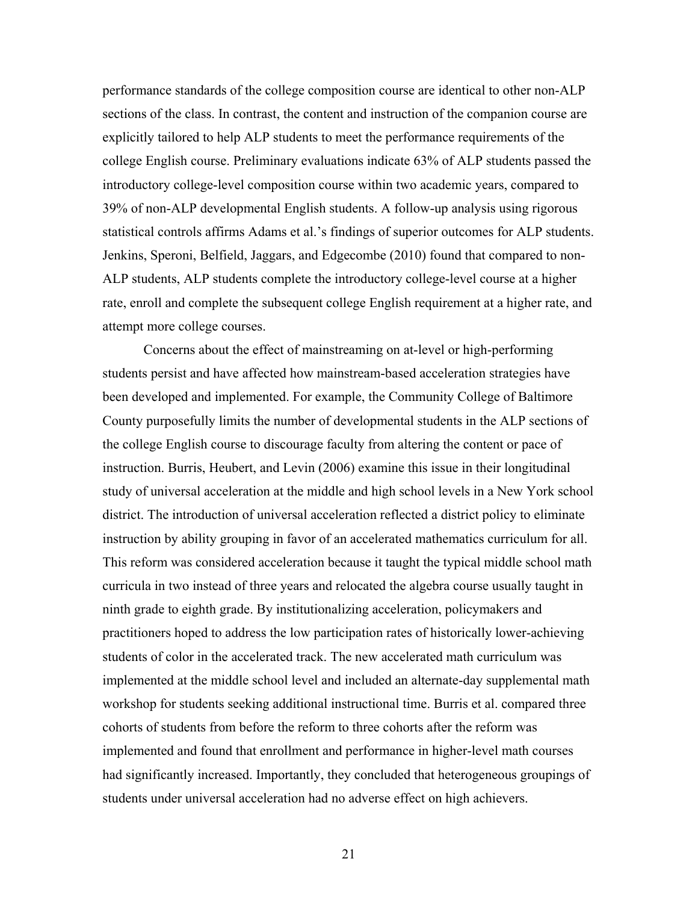performance standards of the college composition course are identical to other non-ALP sections of the class. In contrast, the content and instruction of the companion course are explicitly tailored to help ALP students to meet the performance requirements of the college English course. Preliminary evaluations indicate 63% of ALP students passed the introductory college-level composition course within two academic years, compared to 39% of non-ALP developmental English students. A follow-up analysis using rigorous statistical controls affirms Adams et al.'s findings of superior outcomes for ALP students. Jenkins, Speroni, Belfield, Jaggars, and Edgecombe (2010) found that compared to non-ALP students, ALP students complete the introductory college-level course at a higher rate, enroll and complete the subsequent college English requirement at a higher rate, and attempt more college courses.

Concerns about the effect of mainstreaming on at-level or high-performing students persist and have affected how mainstream-based acceleration strategies have been developed and implemented. For example, the Community College of Baltimore County purposefully limits the number of developmental students in the ALP sections of the college English course to discourage faculty from altering the content or pace of instruction. Burris, Heubert, and Levin (2006) examine this issue in their longitudinal study of universal acceleration at the middle and high school levels in a New York school district. The introduction of universal acceleration reflected a district policy to eliminate instruction by ability grouping in favor of an accelerated mathematics curriculum for all. This reform was considered acceleration because it taught the typical middle school math curricula in two instead of three years and relocated the algebra course usually taught in ninth grade to eighth grade. By institutionalizing acceleration, policymakers and practitioners hoped to address the low participation rates of historically lower-achieving students of color in the accelerated track. The new accelerated math curriculum was implemented at the middle school level and included an alternate-day supplemental math workshop for students seeking additional instructional time. Burris et al. compared three cohorts of students from before the reform to three cohorts after the reform was implemented and found that enrollment and performance in higher-level math courses had significantly increased. Importantly, they concluded that heterogeneous groupings of students under universal acceleration had no adverse effect on high achievers.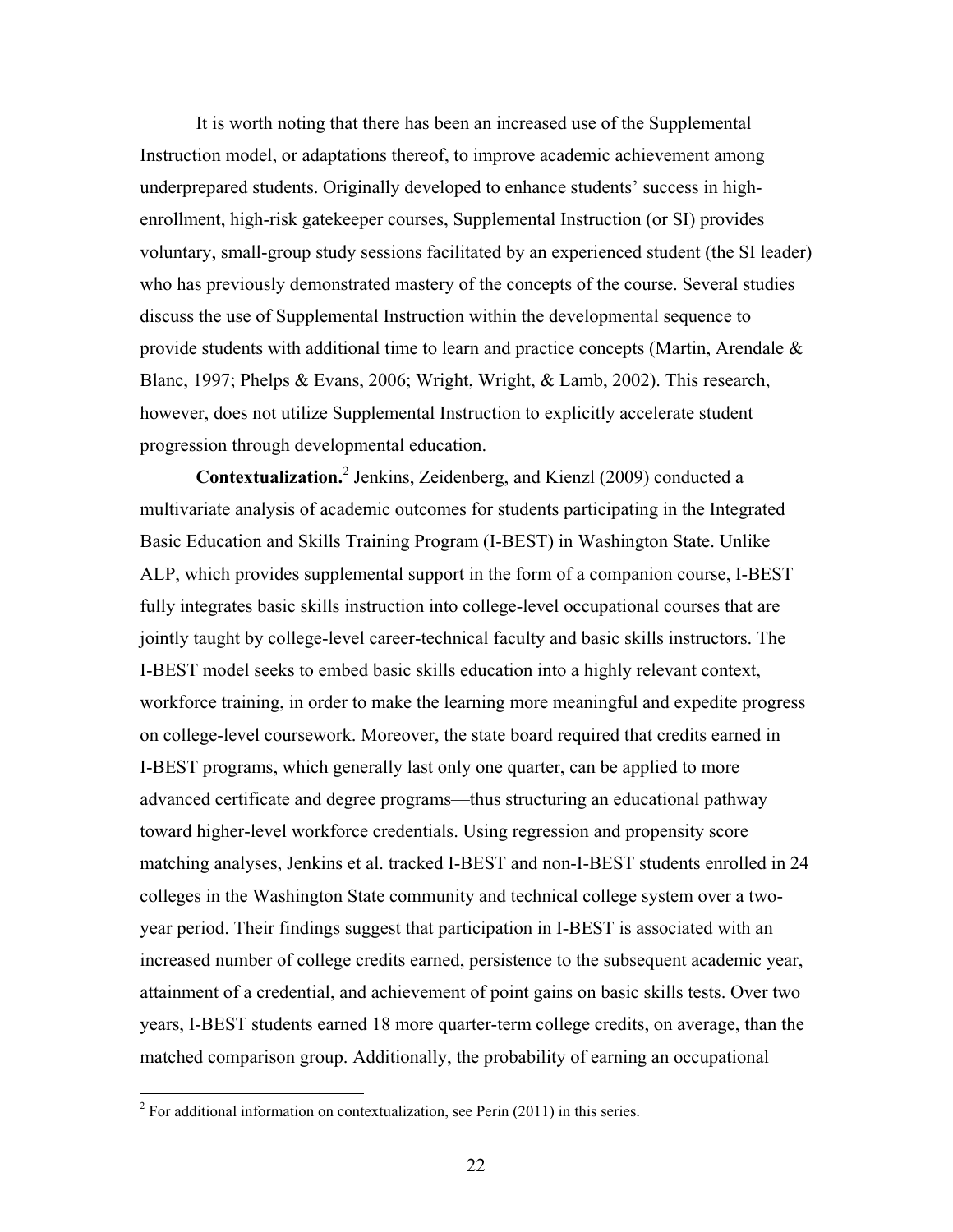It is worth noting that there has been an increased use of the Supplemental Instruction model, or adaptations thereof, to improve academic achievement among underprepared students. Originally developed to enhance students' success in high-enrollment, high-risk gatekeeper courses, Supplemental Instruction (or SI) provides voluntary, small-group study sessions facilitated by an experienced student (the SI leader) who has previously demonstrated mastery of the concepts of the course. Several studies discuss the use of Supplemental Instruction within the developmental sequence to provide students with additional time to learn and practice concepts (Martin, Arendale & Blanc, 1997; Phelps & Evans, 2006; Wright, Wright, & Lamb, 2002). This research, however, does not utilize Supplemental Instruction to explicitly accelerate student progression through developmental education.

**Contextualization.**[2] Jenkins, Zeidenberg, and Kienzl (2009) conducted a multivariate analysis of academic outcomes for students participating in the Integrated Basic Education and Skills Training Program (I-BEST) in Washington State. Unlike ALP, which provides supplemental support in the form of a companion course, I-BEST fully integrates basic skills instruction into college-level occupational courses that are jointly taught by college-level career-technical faculty and basic skills instructors. The I-BEST model seeks to embed basic skills education into a highly relevant context, workforce training, in order to make the learning more meaningful and expedite progress on college-level coursework. Moreover, the state board required that credits earned in I-BEST programs, which generally last only one quarter, can be applied to more advanced certificate and degree programs—thus structuring an educational pathway toward higher-level workforce credentials. Using regression and propensity score matching analyses, Jenkins et al. tracked I-BEST and non-I-BEST students enrolled in 24 colleges in the Washington State community and technical college system over a two-year period. Their findings suggest that participation in I-BEST is associated with an increased number of college credits earned, persistence to the subsequent academic year, attainment of a credential, and achievement of point gains on basic skills tests. Over two years, I-BEST students earned 18 more quarter-term college credits, on average, than the matched comparison group. Additionally, the probability of earning an occupational

[2] For additional information on contextualization, see Perin (2011) in this series.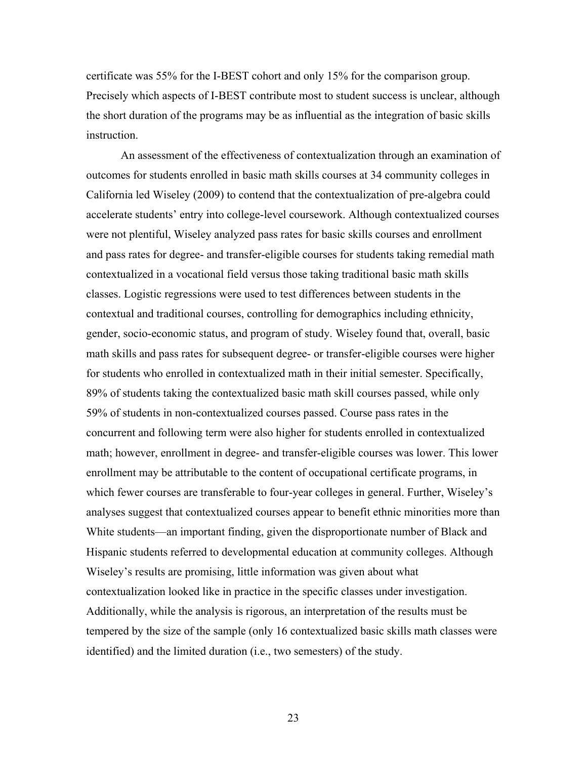certificate was 55% for the I-BEST cohort and only 15% for the comparison group. Precisely which aspects of I-BEST contribute most to student success is unclear, although the short duration of the programs may be as influential as the integration of basic skills instruction.

An assessment of the effectiveness of contextualization through an examination of outcomes for students enrolled in basic math skills courses at 34 community colleges in California led Wiseley (2009) to contend that the contextualization of pre-algebra could accelerate students' entry into college-level coursework. Although contextualized courses were not plentiful, Wiseley analyzed pass rates for basic skills courses and enrollment and pass rates for degree- and transfer-eligible courses for students taking remedial math contextualized in a vocational field versus those taking traditional basic math skills classes. Logistic regressions were used to test differences between students in the contextual and traditional courses, controlling for demographics including ethnicity, gender, socio-economic status, and program of study. Wiseley found that, overall, basic math skills and pass rates for subsequent degree- or transfer-eligible courses were higher for students who enrolled in contextualized math in their initial semester. Specifically, 89% of students taking the contextualized basic math skill courses passed, while only 59% of students in non-contextualized courses passed. Course pass rates in the concurrent and following term were also higher for students enrolled in contextualized math; however, enrollment in degree- and transfer-eligible courses was lower. This lower enrollment may be attributable to the content of occupational certificate programs, in which fewer courses are transferable to four-year colleges in general. Further, Wiseley's analyses suggest that contextualized courses appear to benefit ethnic minorities more than White students—an important finding, given the disproportionate number of Black and Hispanic students referred to developmental education at community colleges. Although Wiseley's results are promising, little information was given about what contextualization looked like in practice in the specific classes under investigation. Additionally, while the analysis is rigorous, an interpretation of the results must be tempered by the size of the sample (only 16 contextualized basic skills math classes were identified) and the limited duration (i.e., two semesters) of the study.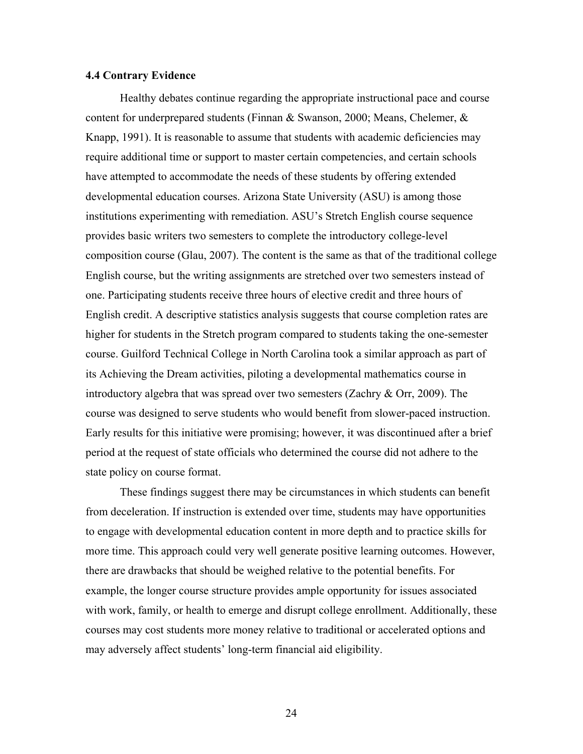### 4.4 Contrary Evidence

Healthy debates continue regarding the appropriate instructional pace and course content for underprepared students (Finnan & Swanson, 2000; Means, Chelemer, & Knapp, 1991). It is reasonable to assume that students with academic deficiencies may require additional time or support to master certain competencies, and certain schools have attempted to accommodate the needs of these students by offering extended developmental education courses. Arizona State University (ASU) is among those institutions experimenting with remediation. ASU's Stretch English course sequence provides basic writers two semesters to complete the introductory college-level composition course (Glau, 2007). The content is the same as that of the traditional college English course, but the writing assignments are stretched over two semesters instead of one. Participating students receive three hours of elective credit and three hours of English credit. A descriptive statistics analysis suggests that course completion rates are higher for students in the Stretch program compared to students taking the one-semester course. Guilford Technical College in North Carolina took a similar approach as part of its Achieving the Dream activities, piloting a developmental mathematics course in introductory algebra that was spread over two semesters (Zachry & Orr, 2009). The course was designed to serve students who would benefit from slower-paced instruction. Early results for this initiative were promising; however, it was discontinued after a brief period at the request of state officials who determined the course did not adhere to the state policy on course format.

These findings suggest there may be circumstances in which students can benefit from deceleration. If instruction is extended over time, students may have opportunities to engage with developmental education content in more depth and to practice skills for more time. This approach could very well generate positive learning outcomes. However, there are drawbacks that should be weighed relative to the potential benefits. For example, the longer course structure provides ample opportunity for issues associated with work, family, or health to emerge and disrupt college enrollment. Additionally, these courses may cost students more money relative to traditional or accelerated options and may adversely affect students' long-term financial aid eligibility.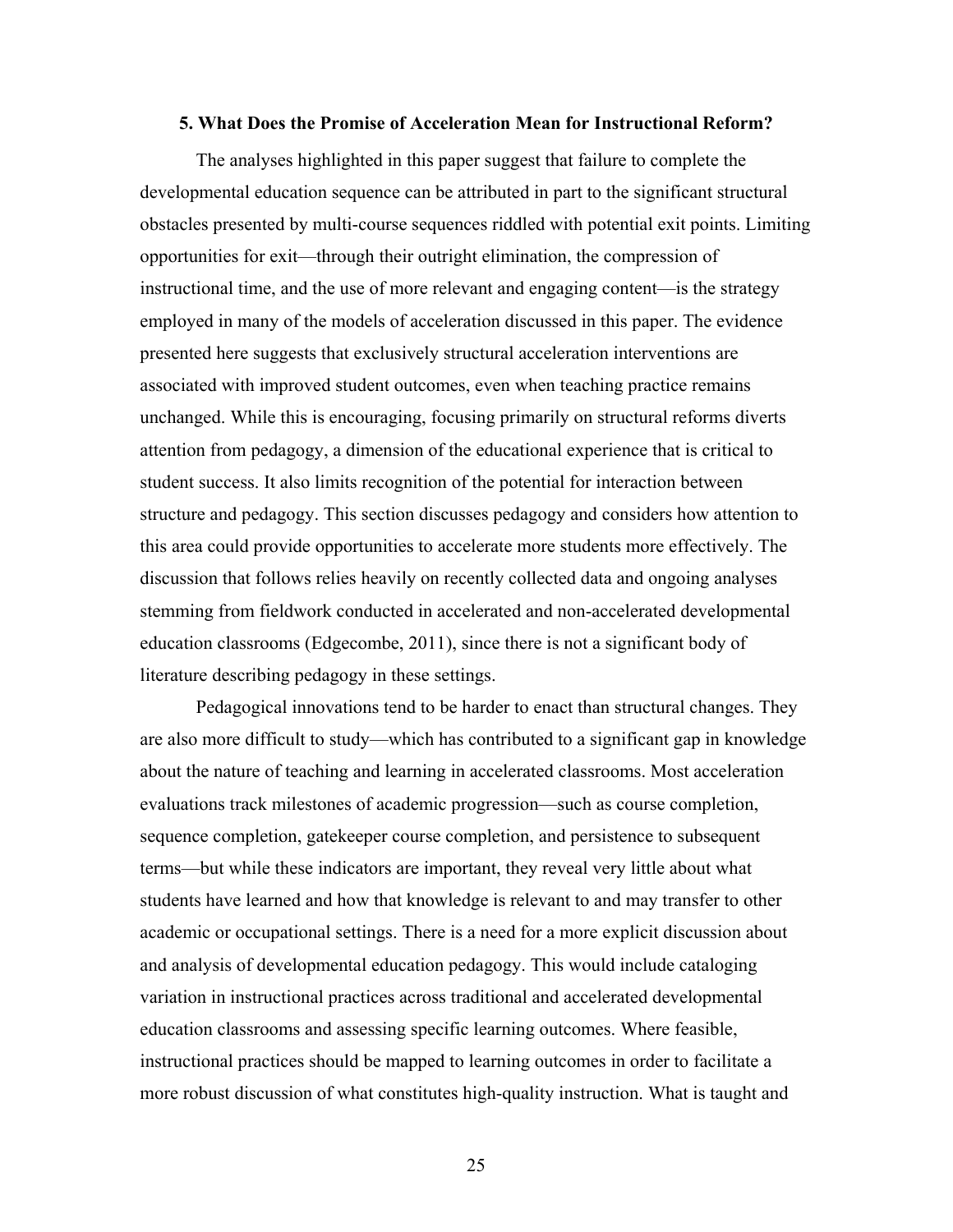## 5. What Does the Promise of Acceleration Mean for Instructional Reform?

The analyses highlighted in this paper suggest that failure to complete the developmental education sequence can be attributed in part to the significant structural obstacles presented by multi-course sequences riddled with potential exit points. Limiting opportunities for exit—through their outright elimination, the compression of instructional time, and the use of more relevant and engaging content—is the strategy employed in many of the models of acceleration discussed in this paper. The evidence presented here suggests that exclusively structural acceleration interventions are associated with improved student outcomes, even when teaching practice remains unchanged. While this is encouraging, focusing primarily on structural reforms diverts attention from pedagogy, a dimension of the educational experience that is critical to student success. It also limits recognition of the potential for interaction between structure and pedagogy. This section discusses pedagogy and considers how attention to this area could provide opportunities to accelerate more students more effectively. The discussion that follows relies heavily on recently collected data and ongoing analyses stemming from fieldwork conducted in accelerated and non-accelerated developmental education classrooms (Edgecombe, 2011), since there is not a significant body of literature describing pedagogy in these settings.

Pedagogical innovations tend to be harder to enact than structural changes. They are also more difficult to study—which has contributed to a significant gap in knowledge about the nature of teaching and learning in accelerated classrooms. Most acceleration evaluations track milestones of academic progression—such as course completion, sequence completion, gatekeeper course completion, and persistence to subsequent terms—but while these indicators are important, they reveal very little about what students have learned and how that knowledge is relevant to and may transfer to other academic or occupational settings. There is a need for a more explicit discussion about and analysis of developmental education pedagogy. This would include cataloging variation in instructional practices across traditional and accelerated developmental education classrooms and assessing specific learning outcomes. Where feasible, instructional practices should be mapped to learning outcomes in order to facilitate a more robust discussion of what constitutes high-quality instruction. What is taught and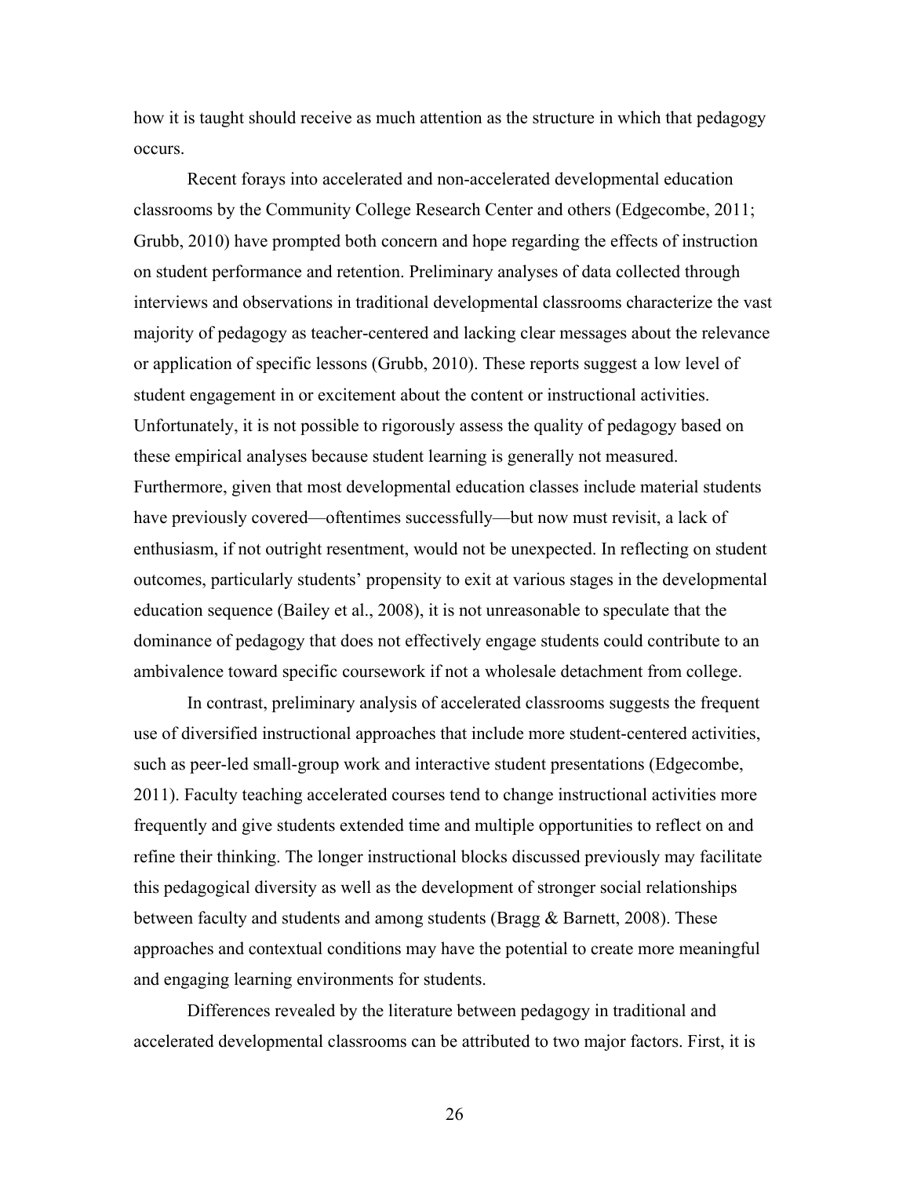how it is taught should receive as much attention as the structure in which that pedagogy occurs.

Recent forays into accelerated and non-accelerated developmental education classrooms by the Community College Research Center and others (Edgecombe, 2011; Grubb, 2010) have prompted both concern and hope regarding the effects of instruction on student performance and retention. Preliminary analyses of data collected through interviews and observations in traditional developmental classrooms characterize the vast majority of pedagogy as teacher-centered and lacking clear messages about the relevance or application of specific lessons (Grubb, 2010). These reports suggest a low level of student engagement in or excitement about the content or instructional activities. Unfortunately, it is not possible to rigorously assess the quality of pedagogy based on these empirical analyses because student learning is generally not measured. Furthermore, given that most developmental education classes include material students have previously covered—oftentimes successfully—but now must revisit, a lack of enthusiasm, if not outright resentment, would not be unexpected. In reflecting on student outcomes, particularly students' propensity to exit at various stages in the developmental education sequence (Bailey et al., 2008), it is not unreasonable to speculate that the dominance of pedagogy that does not effectively engage students could contribute to an ambivalence toward specific coursework if not a wholesale detachment from college.

In contrast, preliminary analysis of accelerated classrooms suggests the frequent use of diversified instructional approaches that include more student-centered activities, such as peer-led small-group work and interactive student presentations (Edgecombe, 2011). Faculty teaching accelerated courses tend to change instructional activities more frequently and give students extended time and multiple opportunities to reflect on and refine their thinking. The longer instructional blocks discussed previously may facilitate this pedagogical diversity as well as the development of stronger social relationships between faculty and students and among students (Bragg & Barnett, 2008). These approaches and contextual conditions may have the potential to create more meaningful and engaging learning environments for students.

Differences revealed by the literature between pedagogy in traditional and accelerated developmental classrooms can be attributed to two major factors. First, it is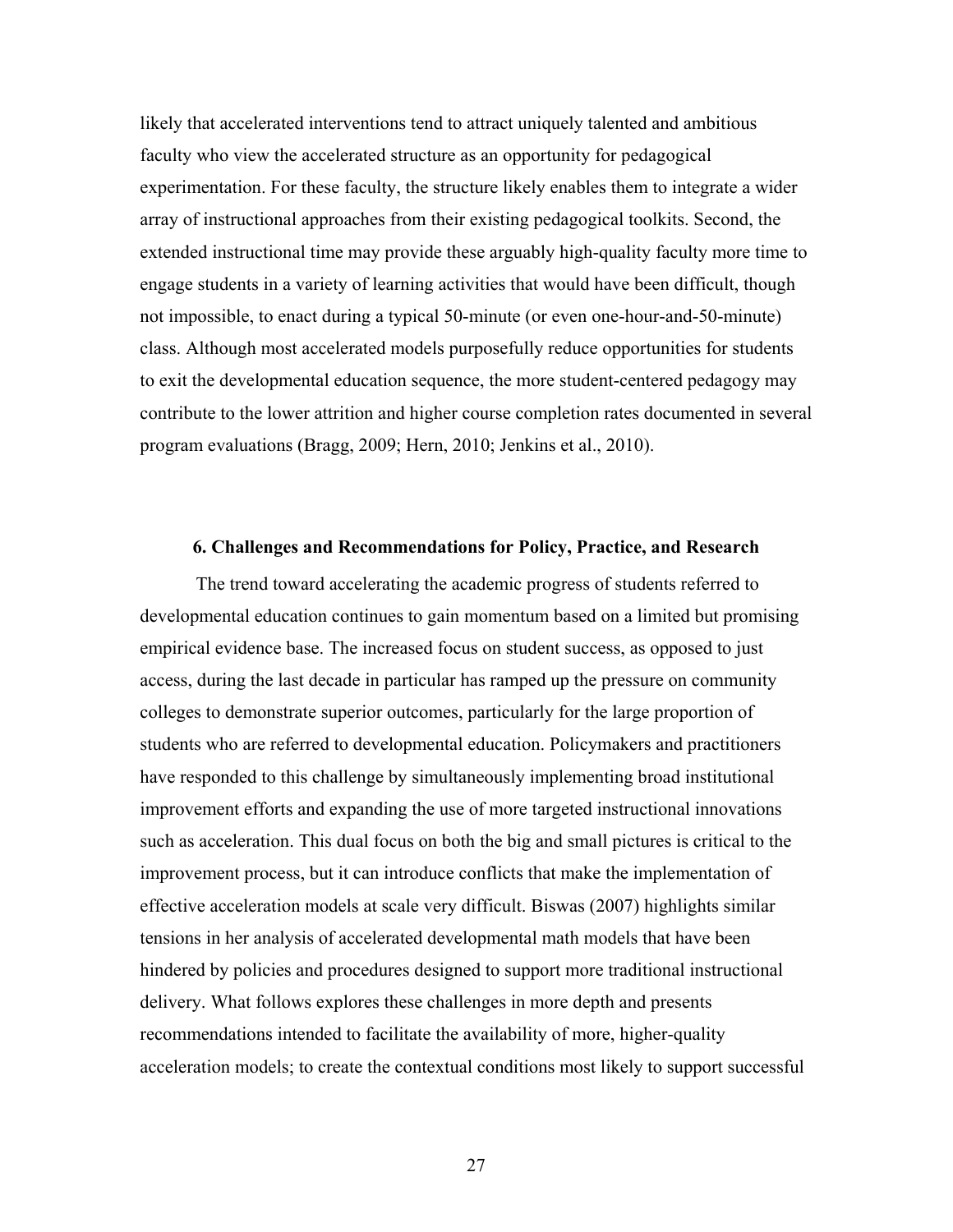likely that accelerated interventions tend to attract uniquely talented and ambitious faculty who view the accelerated structure as an opportunity for pedagogical experimentation. For these faculty, the structure likely enables them to integrate a wider array of instructional approaches from their existing pedagogical toolkits. Second, the extended instructional time may provide these arguably high-quality faculty more time to engage students in a variety of learning activities that would have been difficult, though not impossible, to enact during a typical 50-minute (or even one-hour-and-50-minute) class. Although most accelerated models purposefully reduce opportunities for students to exit the developmental education sequence, the more student-centered pedagogy may contribute to the lower attrition and higher course completion rates documented in several program evaluations (Bragg, 2009; Hern, 2010; Jenkins et al., 2010).

## 6. Challenges and Recommendations for Policy, Practice, and Research

The trend toward accelerating the academic progress of students referred to developmental education continues to gain momentum based on a limited but promising empirical evidence base. The increased focus on student success, as opposed to just access, during the last decade in particular has ramped up the pressure on community colleges to demonstrate superior outcomes, particularly for the large proportion of students who are referred to developmental education. Policymakers and practitioners have responded to this challenge by simultaneously implementing broad institutional improvement efforts and expanding the use of more targeted instructional innovations such as acceleration. This dual focus on both the big and small pictures is critical to the improvement process, but it can introduce conflicts that make the implementation of effective acceleration models at scale very difficult. Biswas (2007) highlights similar tensions in her analysis of accelerated developmental math models that have been hindered by policies and procedures designed to support more traditional instructional delivery. What follows explores these challenges in more depth and presents recommendations intended to facilitate the availability of more, higher-quality acceleration models; to create the contextual conditions most likely to support successful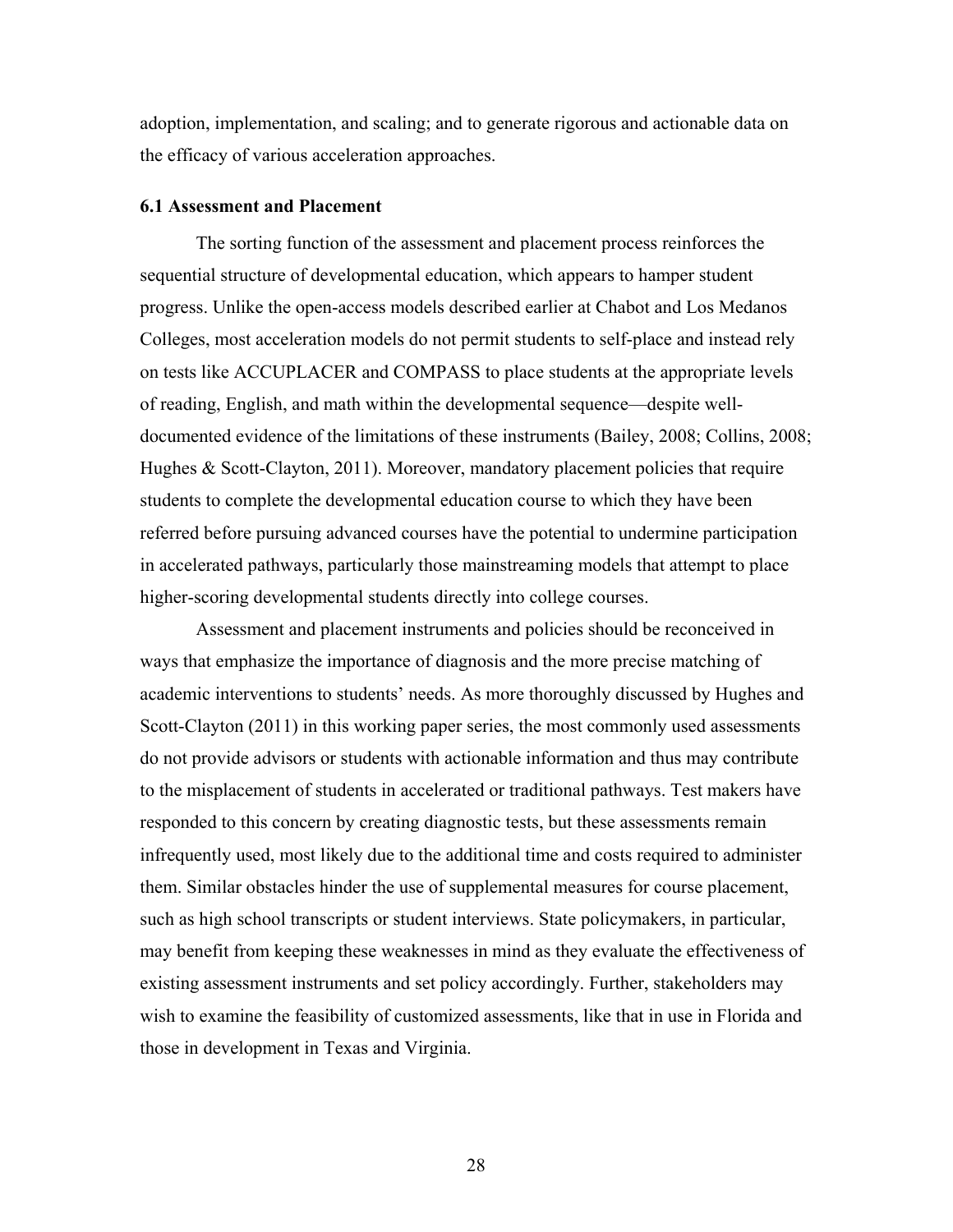adoption, implementation, and scaling; and to generate rigorous and actionable data on the efficacy of various acceleration approaches.

### 6.1 Assessment and Placement

The sorting function of the assessment and placement process reinforces the sequential structure of developmental education, which appears to hamper student progress. Unlike the open-access models described earlier at Chabot and Los Medanos Colleges, most acceleration models do not permit students to self-place and instead rely on tests like ACCUPLACER and COMPASS to place students at the appropriate levels of reading, English, and math within the developmental sequence—despite well-documented evidence of the limitations of these instruments (Bailey, 2008; Collins, 2008; Hughes & Scott-Clayton, 2011). Moreover, mandatory placement policies that require students to complete the developmental education course to which they have been referred before pursuing advanced courses have the potential to undermine participation in accelerated pathways, particularly those mainstreaming models that attempt to place higher-scoring developmental students directly into college courses.

Assessment and placement instruments and policies should be reconceived in ways that emphasize the importance of diagnosis and the more precise matching of academic interventions to students' needs. As more thoroughly discussed by Hughes and Scott-Clayton (2011) in this working paper series, the most commonly used assessments do not provide advisors or students with actionable information and thus may contribute to the misplacement of students in accelerated or traditional pathways. Test makers have responded to this concern by creating diagnostic tests, but these assessments remain infrequently used, most likely due to the additional time and costs required to administer them. Similar obstacles hinder the use of supplemental measures for course placement, such as high school transcripts or student interviews. State policymakers, in particular, may benefit from keeping these weaknesses in mind as they evaluate the effectiveness of existing assessment instruments and set policy accordingly. Further, stakeholders may wish to examine the feasibility of customized assessments, like that in use in Florida and those in development in Texas and Virginia.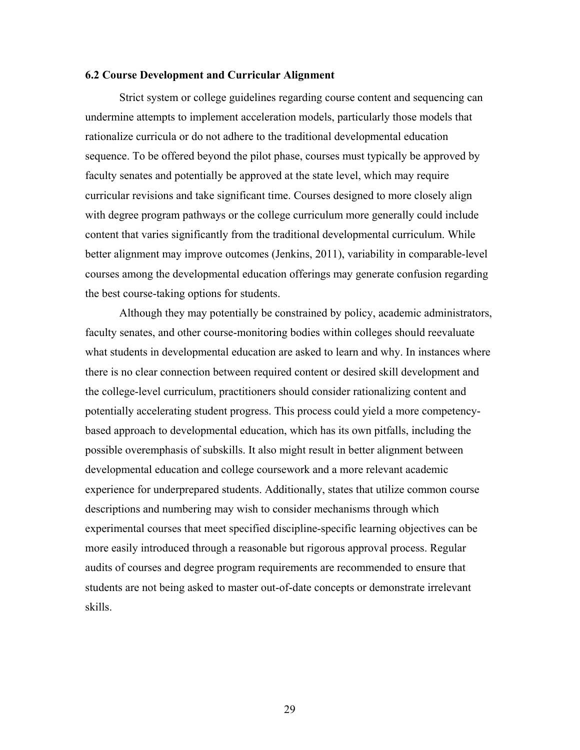### 6.2 Course Development and Curricular Alignment

Strict system or college guidelines regarding course content and sequencing can undermine attempts to implement acceleration models, particularly those models that rationalize curricula or do not adhere to the traditional developmental education sequence. To be offered beyond the pilot phase, courses must typically be approved by faculty senates and potentially be approved at the state level, which may require curricular revisions and take significant time. Courses designed to more closely align with degree program pathways or the college curriculum more generally could include content that varies significantly from the traditional developmental curriculum. While better alignment may improve outcomes (Jenkins, 2011), variability in comparable-level courses among the developmental education offerings may generate confusion regarding the best course-taking options for students.

Although they may potentially be constrained by policy, academic administrators, faculty senates, and other course-monitoring bodies within colleges should reevaluate what students in developmental education are asked to learn and why. In instances where there is no clear connection between required content or desired skill development and the college-level curriculum, practitioners should consider rationalizing content and potentially accelerating student progress. This process could yield a more competency-based approach to developmental education, which has its own pitfalls, including the possible overemphasis of subskills. It also might result in better alignment between developmental education and college coursework and a more relevant academic experience for underprepared students. Additionally, states that utilize common course descriptions and numbering may wish to consider mechanisms through which experimental courses that meet specified discipline-specific learning objectives can be more easily introduced through a reasonable but rigorous approval process. Regular audits of courses and degree program requirements are recommended to ensure that students are not being asked to master out-of-date concepts or demonstrate irrelevant skills.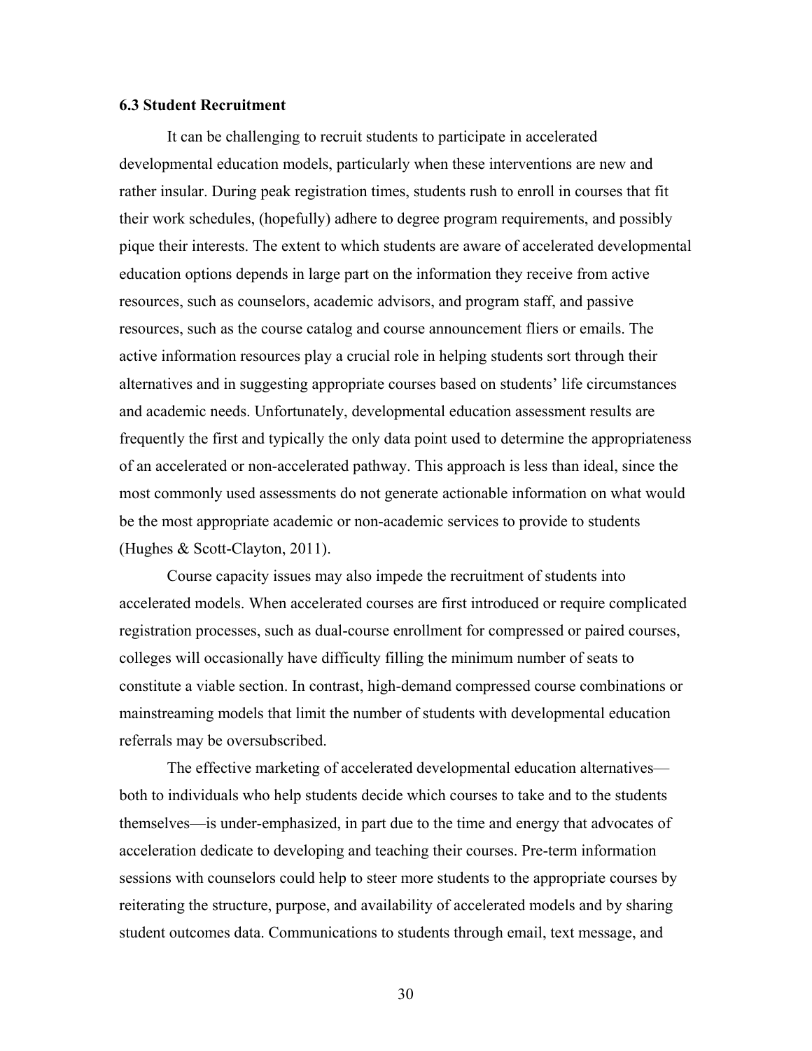### 6.3 Student Recruitment

It can be challenging to recruit students to participate in accelerated developmental education models, particularly when these interventions are new and rather insular. During peak registration times, students rush to enroll in courses that fit their work schedules, (hopefully) adhere to degree program requirements, and possibly pique their interests. The extent to which students are aware of accelerated developmental education options depends in large part on the information they receive from active resources, such as counselors, academic advisors, and program staff, and passive resources, such as the course catalog and course announcement fliers or emails. The active information resources play a crucial role in helping students sort through their alternatives and in suggesting appropriate courses based on students' life circumstances and academic needs. Unfortunately, developmental education assessment results are frequently the first and typically the only data point used to determine the appropriateness of an accelerated or non-accelerated pathway. This approach is less than ideal, since the most commonly used assessments do not generate actionable information on what would be the most appropriate academic or non-academic services to provide to students (Hughes & Scott-Clayton, 2011).

Course capacity issues may also impede the recruitment of students into accelerated models. When accelerated courses are first introduced or require complicated registration processes, such as dual-course enrollment for compressed or paired courses, colleges will occasionally have difficulty filling the minimum number of seats to constitute a viable section. In contrast, high-demand compressed course combinations or mainstreaming models that limit the number of students with developmental education referrals may be oversubscribed.

The effective marketing of accelerated developmental education alternatives—both to individuals who help students decide which courses to take and to the students themselves—is under-emphasized, in part due to the time and energy that advocates of acceleration dedicate to developing and teaching their courses. Pre-term information sessions with counselors could help to steer more students to the appropriate courses by reiterating the structure, purpose, and availability of accelerated models and by sharing student outcomes data. Communications to students through email, text message, and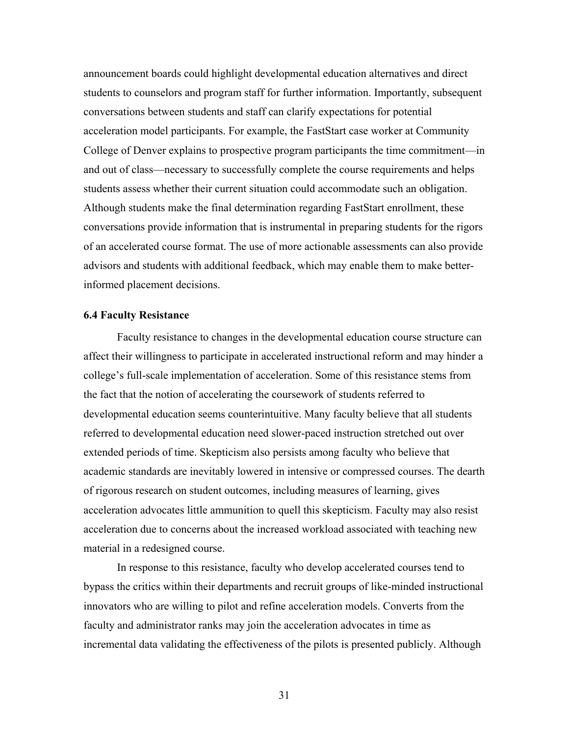announcement boards could highlight developmental education alternatives and direct students to counselors and program staff for further information. Importantly, subsequent conversations between students and staff can clarify expectations for potential acceleration model participants. For example, the FastStart case worker at Community College of Denver explains to prospective program participants the time commitment—in and out of class—necessary to successfully complete the course requirements and helps students assess whether their current situation could accommodate such an obligation. Although students make the final determination regarding FastStart enrollment, these conversations provide information that is instrumental in preparing students for the rigors of an accelerated course format. The use of more actionable assessments can also provide advisors and students with additional feedback, which may enable them to make better-informed placement decisions.

### 6.4 Faculty Resistance

Faculty resistance to changes in the developmental education course structure can affect their willingness to participate in accelerated instructional reform and may hinder a college's full-scale implementation of acceleration. Some of this resistance stems from the fact that the notion of accelerating the coursework of students referred to developmental education seems counterintuitive. Many faculty believe that all students referred to developmental education need slower-paced instruction stretched out over extended periods of time. Skepticism also persists among faculty who believe that academic standards are inevitably lowered in intensive or compressed courses. The dearth of rigorous research on student outcomes, including measures of learning, gives acceleration advocates little ammunition to quell this skepticism. Faculty may also resist acceleration due to concerns about the increased workload associated with teaching new material in a redesigned course.

In response to this resistance, faculty who develop accelerated courses tend to bypass the critics within their departments and recruit groups of like-minded instructional innovators who are willing to pilot and refine acceleration models. Converts from the faculty and administrator ranks may join the acceleration advocates in time as incremental data validating the effectiveness of the pilots is presented publicly. Although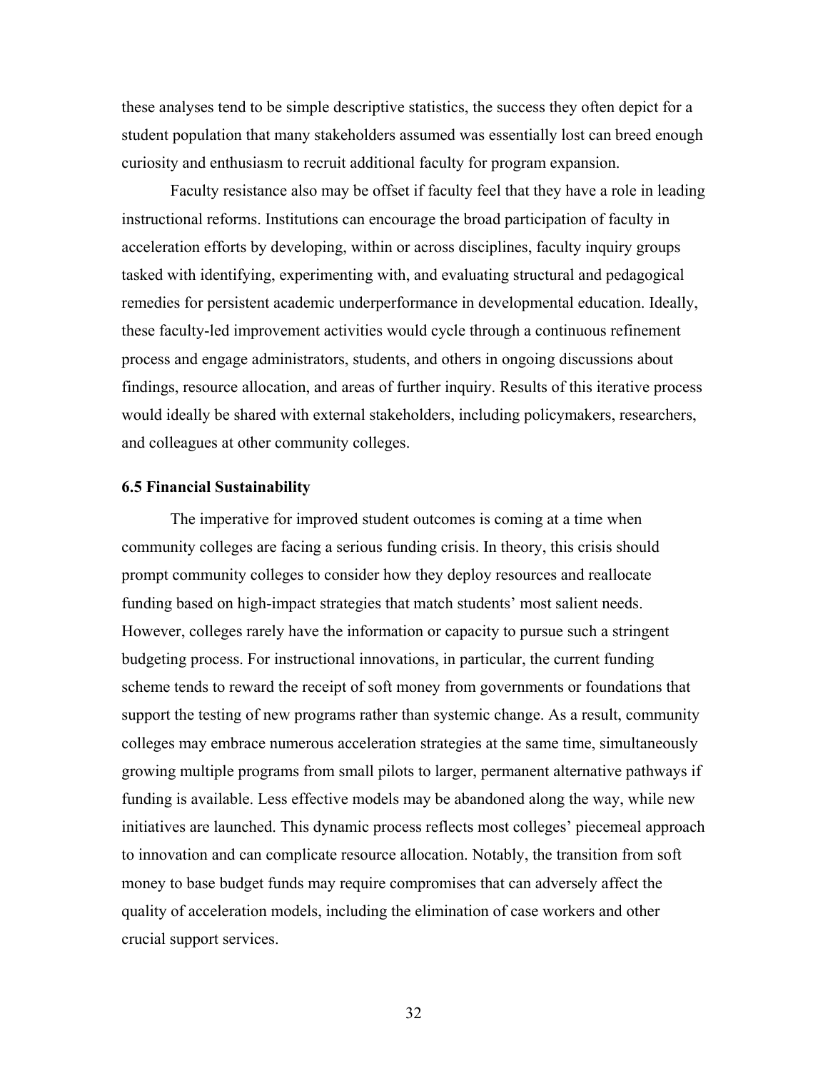these analyses tend to be simple descriptive statistics, the success they often depict for a student population that many stakeholders assumed was essentially lost can breed enough curiosity and enthusiasm to recruit additional faculty for program expansion.

Faculty resistance also may be offset if faculty feel that they have a role in leading instructional reforms. Institutions can encourage the broad participation of faculty in acceleration efforts by developing, within or across disciplines, faculty inquiry groups tasked with identifying, experimenting with, and evaluating structural and pedagogical remedies for persistent academic underperformance in developmental education. Ideally, these faculty-led improvement activities would cycle through a continuous refinement process and engage administrators, students, and others in ongoing discussions about findings, resource allocation, and areas of further inquiry. Results of this iterative process would ideally be shared with external stakeholders, including policymakers, researchers, and colleagues at other community colleges.

### 6.5 Financial Sustainability

The imperative for improved student outcomes is coming at a time when community colleges are facing a serious funding crisis. In theory, this crisis should prompt community colleges to consider how they deploy resources and reallocate funding based on high-impact strategies that match students' most salient needs. However, colleges rarely have the information or capacity to pursue such a stringent budgeting process. For instructional innovations, in particular, the current funding scheme tends to reward the receipt of soft money from governments or foundations that support the testing of new programs rather than systemic change. As a result, community colleges may embrace numerous acceleration strategies at the same time, simultaneously growing multiple programs from small pilots to larger, permanent alternative pathways if funding is available. Less effective models may be abandoned along the way, while new initiatives are launched. This dynamic process reflects most colleges' piecemeal approach to innovation and can complicate resource allocation. Notably, the transition from soft money to base budget funds may require compromises that can adversely affect the quality of acceleration models, including the elimination of case workers and other crucial support services.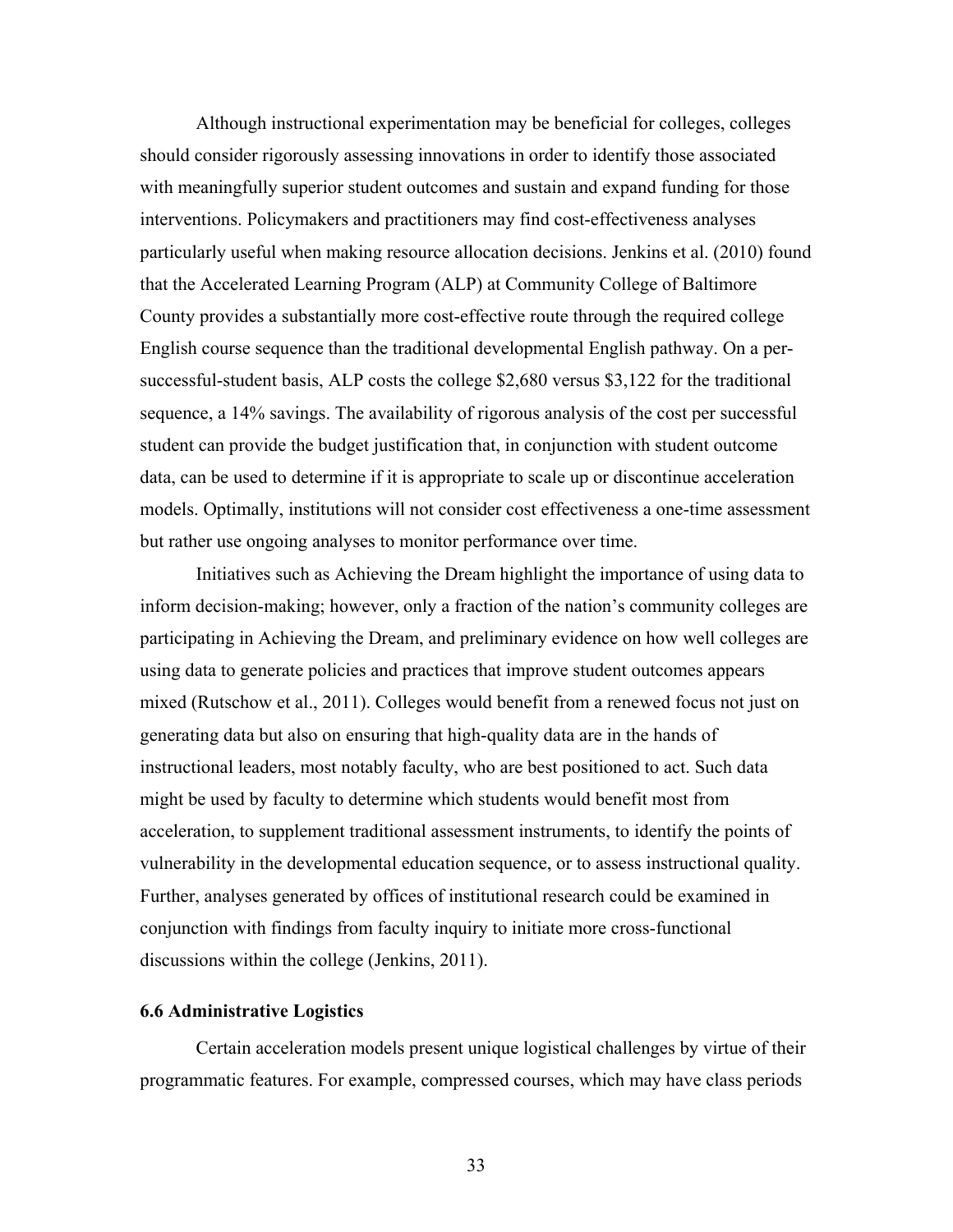Although instructional experimentation may be beneficial for colleges, colleges should consider rigorously assessing innovations in order to identify those associated with meaningfully superior student outcomes and sustain and expand funding for those interventions. Policymakers and practitioners may find cost-effectiveness analyses particularly useful when making resource allocation decisions. Jenkins et al. (2010) found that the Accelerated Learning Program (ALP) at Community College of Baltimore County provides a substantially more cost-effective route through the required college English course sequence than the traditional developmental English pathway. On a per-successful-student basis, ALP costs the college $2,680 versus $3,122 for the traditional sequence, a 14% savings. The availability of rigorous analysis of the cost per successful student can provide the budget justification that, in conjunction with student outcome data, can be used to determine if it is appropriate to scale up or discontinue acceleration models. Optimally, institutions will not consider cost effectiveness a one-time assessment but rather use ongoing analyses to monitor performance over time.

Initiatives such as Achieving the Dream highlight the importance of using data to inform decision-making; however, only a fraction of the nation's community colleges are participating in Achieving the Dream, and preliminary evidence on how well colleges are using data to generate policies and practices that improve student outcomes appears mixed (Rutschow et al., 2011). Colleges would benefit from a renewed focus not just on generating data but also on ensuring that high-quality data are in the hands of instructional leaders, most notably faculty, who are best positioned to act. Such data might be used by faculty to determine which students would benefit most from acceleration, to supplement traditional assessment instruments, to identify the points of vulnerability in the developmental education sequence, or to assess instructional quality. Further, analyses generated by offices of institutional research could be examined in conjunction with findings from faculty inquiry to initiate more cross-functional discussions within the college (Jenkins, 2011).

### 6.6 Administrative Logistics

Certain acceleration models present unique logistical challenges by virtue of their programmatic features. For example, compressed courses, which may have class periods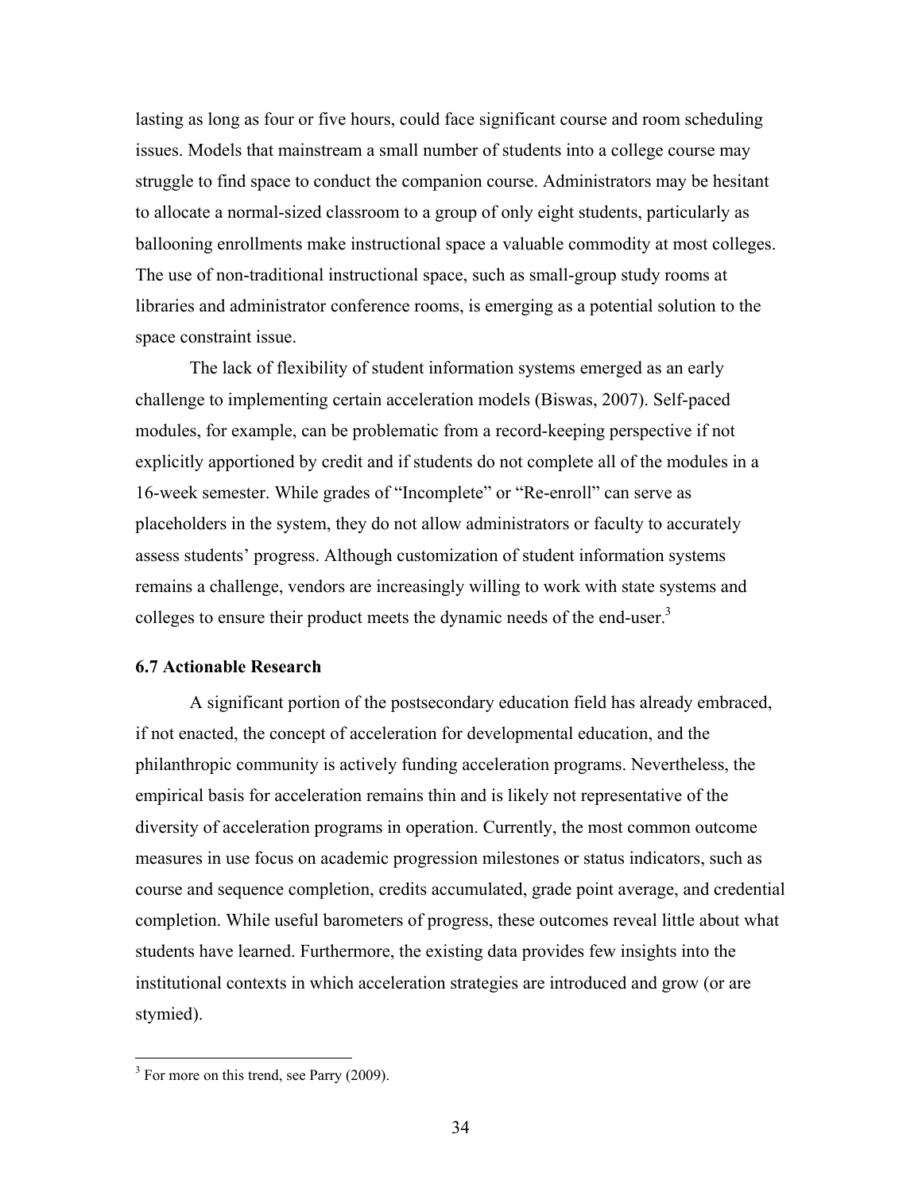lasting as long as four or five hours, could face significant course and room scheduling issues. Models that mainstream a small number of students into a college course may struggle to find space to conduct the companion course. Administrators may be hesitant to allocate a normal-sized classroom to a group of only eight students, particularly as ballooning enrollments make instructional space a valuable commodity at most colleges. The use of non-traditional instructional space, such as small-group study rooms at libraries and administrator conference rooms, is emerging as a potential solution to the space constraint issue.

The lack of flexibility of student information systems emerged as an early challenge to implementing certain acceleration models (Biswas, 2007). Self-paced modules, for example, can be problematic from a record-keeping perspective if not explicitly apportioned by credit and if students do not complete all of the modules in a 16-week semester. While grades of "Incomplete" or "Re-enroll" can serve as placeholders in the system, they do not allow administrators or faculty to accurately assess students' progress. Although customization of student information systems remains a challenge, vendors are increasingly willing to work with state systems and colleges to ensure their product meets the dynamic needs of the end-user.[3]

### 6.7 Actionable Research

A significant portion of the postsecondary education field has already embraced, if not enacted, the concept of acceleration for developmental education, and the philanthropic community is actively funding acceleration programs. Nevertheless, the empirical basis for acceleration remains thin and is likely not representative of the diversity of acceleration programs in operation. Currently, the most common outcome measures in use focus on academic progression milestones or status indicators, such as course and sequence completion, credits accumulated, grade point average, and credential completion. While useful barometers of progress, these outcomes reveal little about what students have learned. Furthermore, the existing data provides few insights into the institutional contexts in which acceleration strategies are introduced and grow (or are stymied).

---

[3] For more on this trend, see Parry (2009).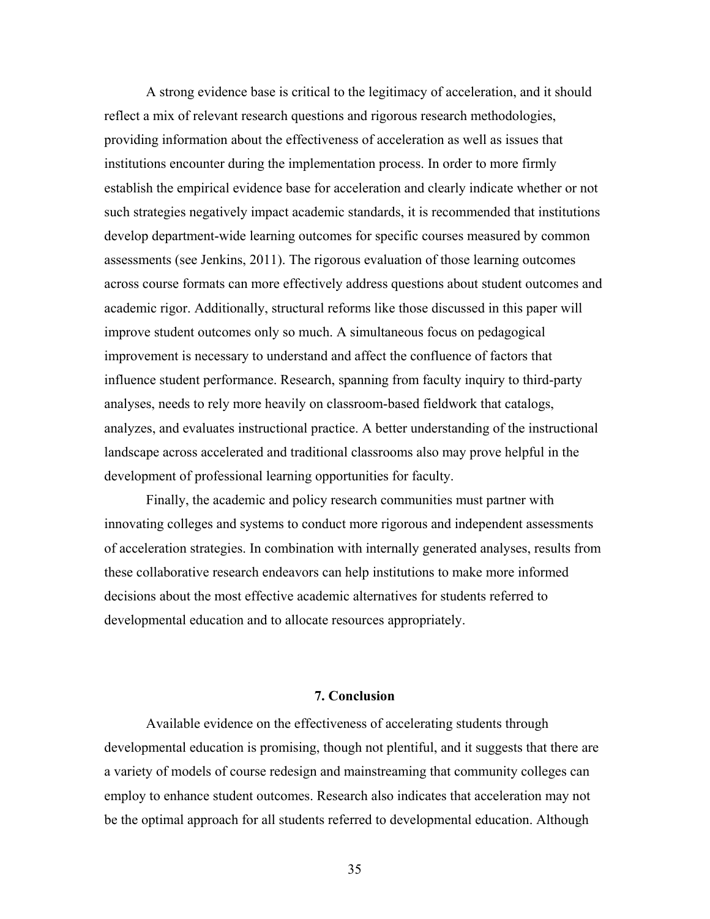A strong evidence base is critical to the legitimacy of acceleration, and it should reflect a mix of relevant research questions and rigorous research methodologies, providing information about the effectiveness of acceleration as well as issues that institutions encounter during the implementation process. In order to more firmly establish the empirical evidence base for acceleration and clearly indicate whether or not such strategies negatively impact academic standards, it is recommended that institutions develop department-wide learning outcomes for specific courses measured by common assessments (see Jenkins, 2011). The rigorous evaluation of those learning outcomes across course formats can more effectively address questions about student outcomes and academic rigor. Additionally, structural reforms like those discussed in this paper will improve student outcomes only so much. A simultaneous focus on pedagogical improvement is necessary to understand and affect the confluence of factors that influence student performance. Research, spanning from faculty inquiry to third-party analyses, needs to rely more heavily on classroom-based fieldwork that catalogs, analyzes, and evaluates instructional practice. A better understanding of the instructional landscape across accelerated and traditional classrooms also may prove helpful in the development of professional learning opportunities for faculty.

Finally, the academic and policy research communities must partner with innovating colleges and systems to conduct more rigorous and independent assessments of acceleration strategies. In combination with internally generated analyses, results from these collaborative research endeavors can help institutions to make more informed decisions about the most effective academic alternatives for students referred to developmental education and to allocate resources appropriately.

## 7. Conclusion

Available evidence on the effectiveness of accelerating students through developmental education is promising, though not plentiful, and it suggests that there are a variety of models of course redesign and mainstreaming that community colleges can employ to enhance student outcomes. Research also indicates that acceleration may not be the optimal approach for all students referred to developmental education. Although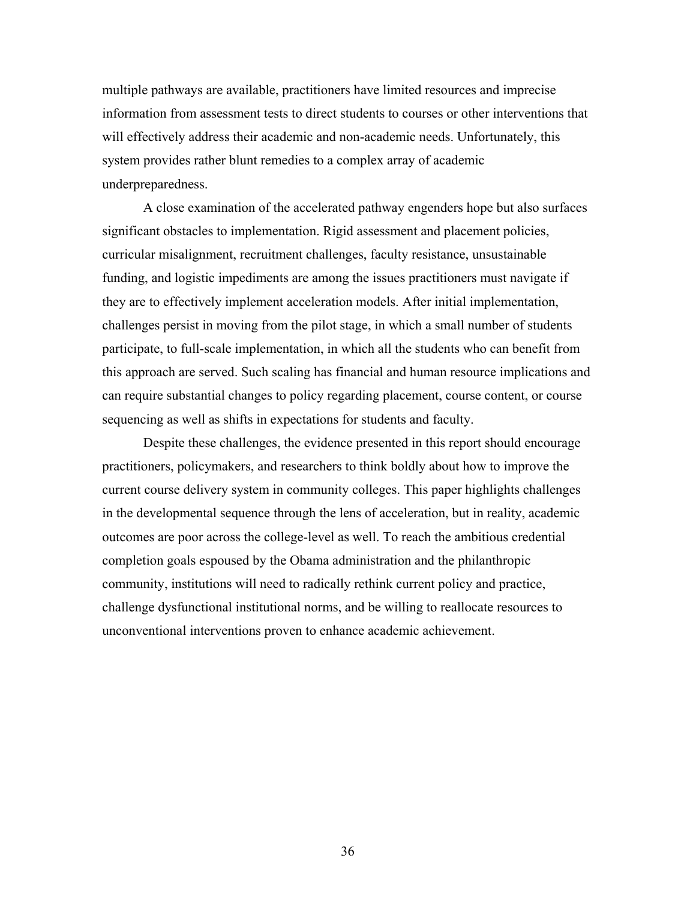multiple pathways are available, practitioners have limited resources and imprecise information from assessment tests to direct students to courses or other interventions that will effectively address their academic and non-academic needs. Unfortunately, this system provides rather blunt remedies to a complex array of academic underpreparedness.

A close examination of the accelerated pathway engenders hope but also surfaces significant obstacles to implementation. Rigid assessment and placement policies, curricular misalignment, recruitment challenges, faculty resistance, unsustainable funding, and logistic impediments are among the issues practitioners must navigate if they are to effectively implement acceleration models. After initial implementation, challenges persist in moving from the pilot stage, in which a small number of students participate, to full-scale implementation, in which all the students who can benefit from this approach are served. Such scaling has financial and human resource implications and can require substantial changes to policy regarding placement, course content, or course sequencing as well as shifts in expectations for students and faculty.

Despite these challenges, the evidence presented in this report should encourage practitioners, policymakers, and researchers to think boldly about how to improve the current course delivery system in community colleges. This paper highlights challenges in the developmental sequence through the lens of acceleration, but in reality, academic outcomes are poor across the college-level as well. To reach the ambitious credential completion goals espoused by the Obama administration and the philanthropic community, institutions will need to radically rethink current policy and practice, challenge dysfunctional institutional norms, and be willing to reallocate resources to unconventional interventions proven to enhance academic achievement.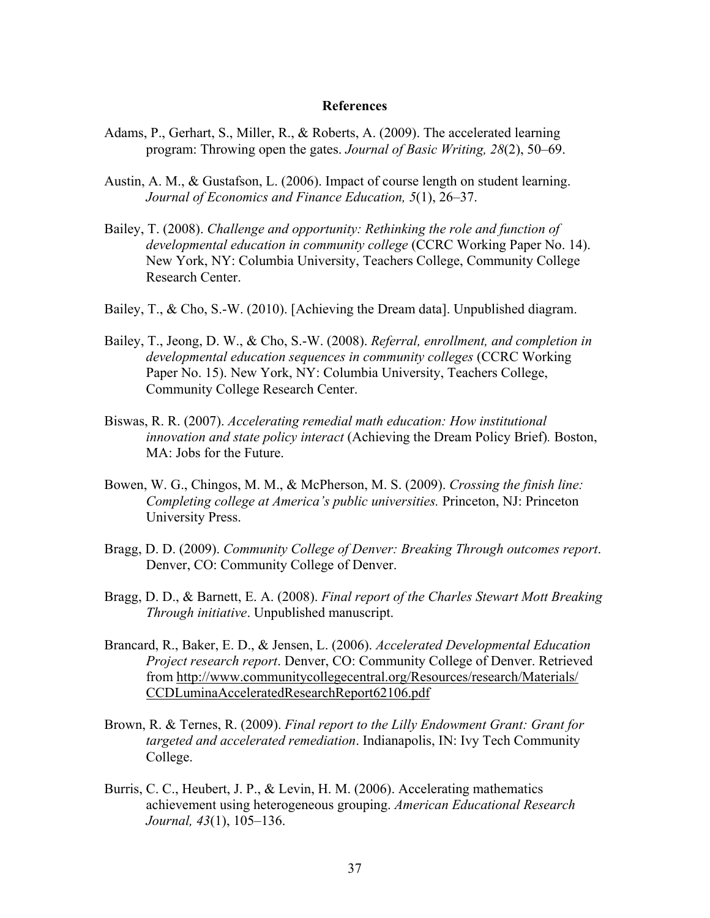# References

Adams, P., Gerhart, S., Miller, R., & Roberts, A. (2009). The accelerated learning program: Throwing open the gates. *Journal of Basic Writing, 28*(2), 50–69.

Austin, A. M., & Gustafson, L. (2006). Impact of course length on student learning. *Journal of Economics and Finance Education, 5*(1), 26–37.

Bailey, T. (2008). *Challenge and opportunity: Rethinking the role and function of developmental education in community college* (CCRC Working Paper No. 14). New York, NY: Columbia University, Teachers College, Community College Research Center.

Bailey, T., & Cho, S.-W. (2010). [Achieving the Dream data]. Unpublished diagram.

Bailey, T., Jeong, D. W., & Cho, S.-W. (2008). *Referral, enrollment, and completion in developmental education sequences in community colleges* (CCRC Working Paper No. 15). New York, NY: Columbia University, Teachers College, Community College Research Center.

Biswas, R. R. (2007). *Accelerating remedial math education: How institutional innovation and state policy interact* (Achieving the Dream Policy Brief)*.* Boston, MA: Jobs for the Future.

Bowen, W. G., Chingos, M. M., & McPherson, M. S. (2009). *Crossing the finish line: Completing college at America's public universities.* Princeton, NJ: Princeton University Press.

Bragg, D. D. (2009). *Community College of Denver: Breaking Through outcomes report*. Denver, CO: Community College of Denver.

Bragg, D. D., & Barnett, E. A. (2008). *Final report of the Charles Stewart Mott Breaking Through initiative*. Unpublished manuscript.

Brancard, R., Baker, E. D., & Jensen, L. (2006). *Accelerated Developmental Education Project research report*. Denver, CO: Community College of Denver. Retrieved from http://www.communitycollegecentral.org/Resources/research/Materials/CCDLuminaAcceleratedResearchReport62106.pdf

Brown, R. & Ternes, R. (2009). *Final report to the Lilly Endowment Grant: Grant for targeted and accelerated remediation*. Indianapolis, IN: Ivy Tech Community College.

Burris, C. C., Heubert, J. P., & Levin, H. M. (2006). Accelerating mathematics achievement using heterogeneous grouping. *American Educational Research Journal, 43*(1), 105–136.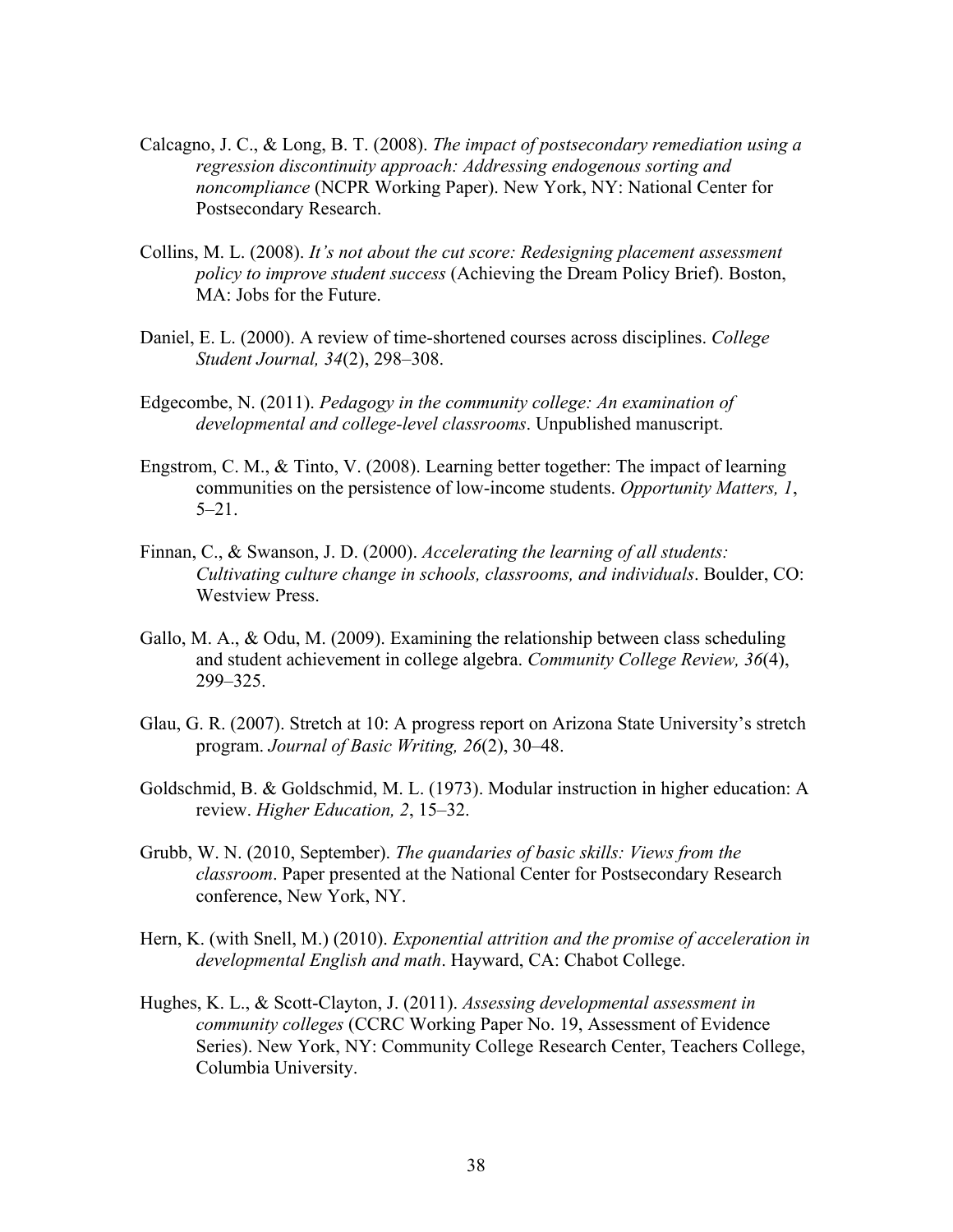Calcagno, J. C., & Long, B. T. (2008). *The impact of postsecondary remediation using a regression discontinuity approach: Addressing endogenous sorting and noncompliance* (NCPR Working Paper). New York, NY: National Center for Postsecondary Research.

Collins, M. L. (2008). *It's not about the cut score: Redesigning placement assessment policy to improve student success* (Achieving the Dream Policy Brief). Boston, MA: Jobs for the Future.

Daniel, E. L. (2000). A review of time-shortened courses across disciplines. *College Student Journal, 34*(2), 298–308.

Edgecombe, N. (2011). *Pedagogy in the community college: An examination of developmental and college-level classrooms*. Unpublished manuscript.

Engstrom, C. M., & Tinto, V. (2008). Learning better together: The impact of learning communities on the persistence of low-income students. *Opportunity Matters, 1*, 5–21.

Finnan, C., & Swanson, J. D. (2000). *Accelerating the learning of all students: Cultivating culture change in schools, classrooms, and individuals*. Boulder, CO: Westview Press.

Gallo, M. A., & Odu, M. (2009). Examining the relationship between class scheduling and student achievement in college algebra. *Community College Review, 36*(4), 299–325.

Glau, G. R. (2007). Stretch at 10: A progress report on Arizona State University's stretch program. *Journal of Basic Writing, 26*(2), 30–48.

Goldschmid, B. & Goldschmid, M. L. (1973). Modular instruction in higher education: A review. *Higher Education, 2*, 15–32.

Grubb, W. N. (2010, September). *The quandaries of basic skills: Views from the classroom*. Paper presented at the National Center for Postsecondary Research conference, New York, NY.

Hern, K. (with Snell, M.) (2010). *Exponential attrition and the promise of acceleration in developmental English and math*. Hayward, CA: Chabot College.

Hughes, K. L., & Scott-Clayton, J. (2011). *Assessing developmental assessment in community colleges* (CCRC Working Paper No. 19, Assessment of Evidence Series). New York, NY: Community College Research Center, Teachers College, Columbia University.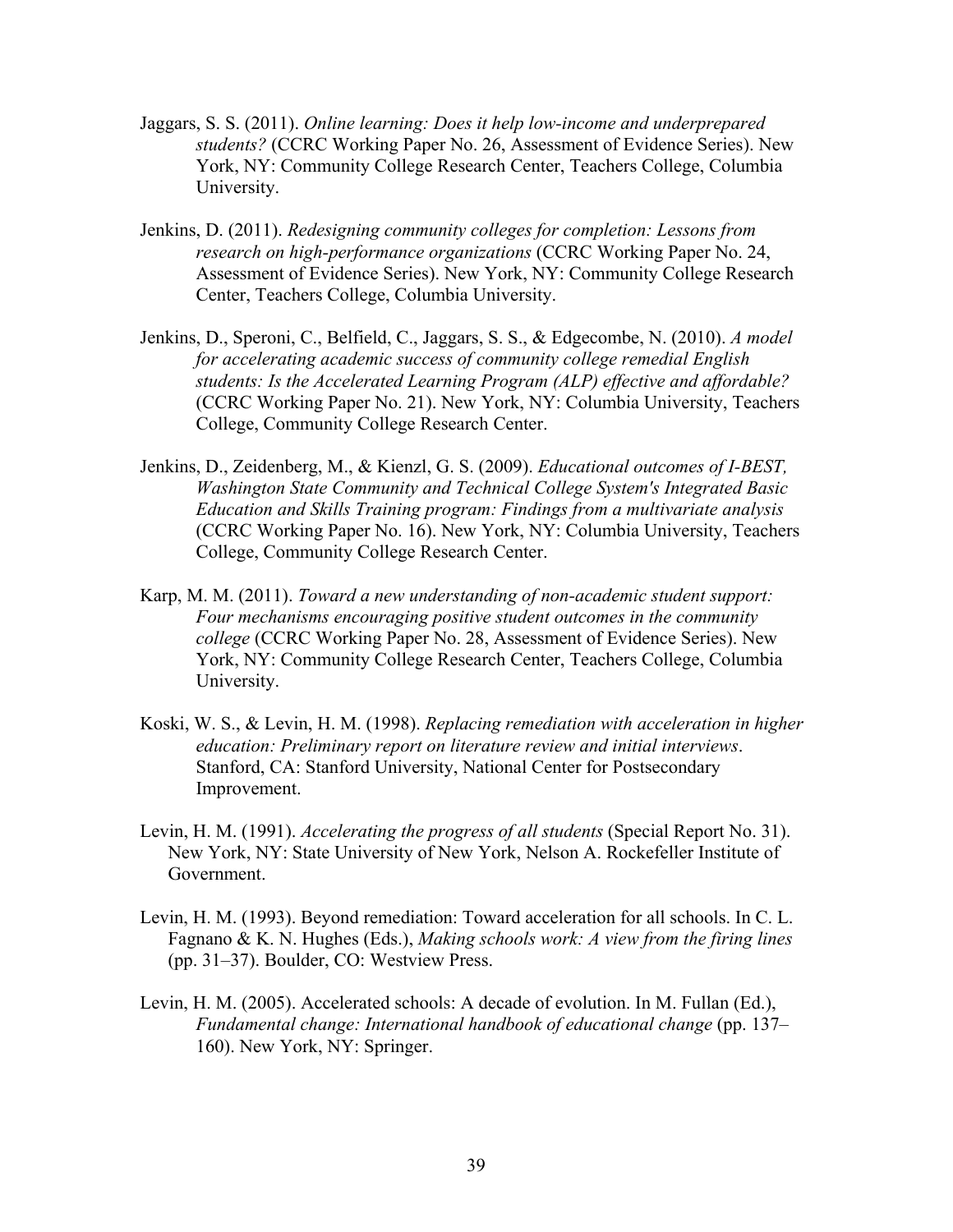Jaggars, S. S. (2011). *Online learning: Does it help low-income and underprepared students?* (CCRC Working Paper No. 26, Assessment of Evidence Series). New York, NY: Community College Research Center, Teachers College, Columbia University.

Jenkins, D. (2011). *Redesigning community colleges for completion: Lessons from research on high-performance organizations* (CCRC Working Paper No. 24, Assessment of Evidence Series). New York, NY: Community College Research Center, Teachers College, Columbia University.

Jenkins, D., Speroni, C., Belfield, C., Jaggars, S. S., & Edgecombe, N. (2010). *A model for accelerating academic success of community college remedial English students: Is the Accelerated Learning Program (ALP) effective and affordable?* (CCRC Working Paper No. 21). New York, NY: Columbia University, Teachers College, Community College Research Center.

Jenkins, D., Zeidenberg, M., & Kienzl, G. S. (2009). *Educational outcomes of I-BEST, Washington State Community and Technical College System's Integrated Basic Education and Skills Training program: Findings from a multivariate analysis* (CCRC Working Paper No. 16). New York, NY: Columbia University, Teachers College, Community College Research Center.

Karp, M. M. (2011). *Toward a new understanding of non-academic student support: Four mechanisms encouraging positive student outcomes in the community college* (CCRC Working Paper No. 28, Assessment of Evidence Series). New York, NY: Community College Research Center, Teachers College, Columbia University.

Koski, W. S., & Levin, H. M. (1998). *Replacing remediation with acceleration in higher education: Preliminary report on literature review and initial interviews*. Stanford, CA: Stanford University, National Center for Postsecondary Improvement.

Levin, H. M. (1991). *Accelerating the progress of all students* (Special Report No. 31). New York, NY: State University of New York, Nelson A. Rockefeller Institute of Government.

Levin, H. M. (1993). Beyond remediation: Toward acceleration for all schools. In C. L. Fagnano & K. N. Hughes (Eds.), *Making schools work: A view from the firing lines* (pp. 31–37). Boulder, CO: Westview Press.

Levin, H. M. (2005). Accelerated schools: A decade of evolution. In M. Fullan (Ed.), *Fundamental change: International handbook of educational change* (pp. 137–160). New York, NY: Springer.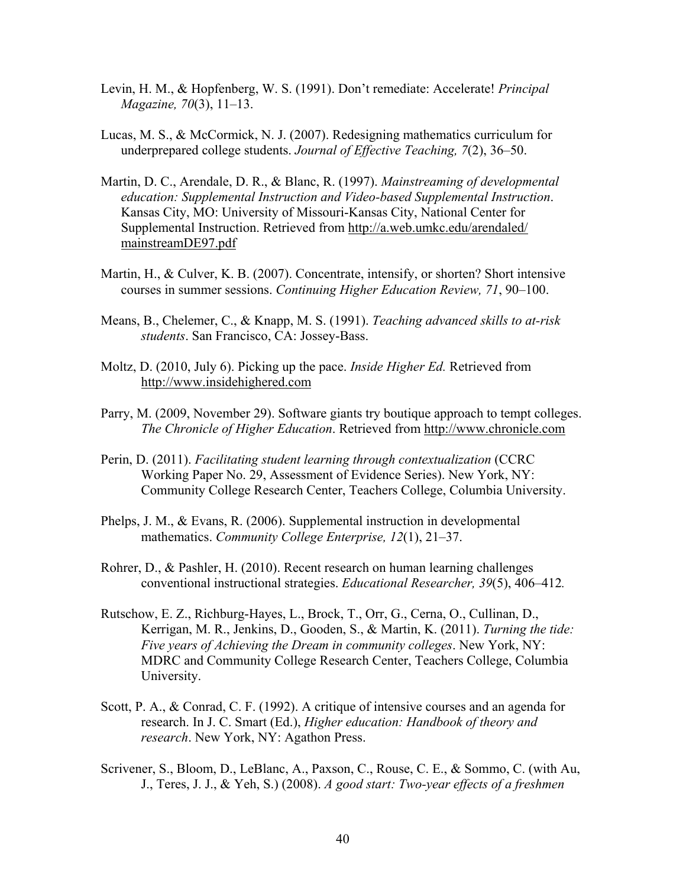Levin, H. M., & Hopfenberg, W. S. (1991). Don't remediate: Accelerate! *Principal Magazine, 70*(3), 11–13.

Lucas, M. S., & McCormick, N. J. (2007). Redesigning mathematics curriculum for underprepared college students. *Journal of Effective Teaching, 7*(2), 36–50.

Martin, D. C., Arendale, D. R., & Blanc, R. (1997). *Mainstreaming of developmental education: Supplemental Instruction and Video-based Supplemental Instruction*. Kansas City, MO: University of Missouri-Kansas City, National Center for Supplemental Instruction. Retrieved from http://a.web.umkc.edu/arendaled/mainstreamDE97.pdf

Martin, H., & Culver, K. B. (2007). Concentrate, intensify, or shorten? Short intensive courses in summer sessions. *Continuing Higher Education Review, 71*, 90–100.

Means, B., Chelemer, C., & Knapp, M. S. (1991). *Teaching advanced skills to at-risk students*. San Francisco, CA: Jossey-Bass.

Moltz, D. (2010, July 6). Picking up the pace. *Inside Higher Ed.* Retrieved from http://www.insidehighered.com

Parry, M. (2009, November 29). Software giants try boutique approach to tempt colleges. *The Chronicle of Higher Education*. Retrieved from http://www.chronicle.com

Perin, D. (2011). *Facilitating student learning through contextualization* (CCRC Working Paper No. 29, Assessment of Evidence Series). New York, NY: Community College Research Center, Teachers College, Columbia University.

Phelps, J. M., & Evans, R. (2006). Supplemental instruction in developmental mathematics. *Community College Enterprise, 12*(1), 21–37.

Rohrer, D., & Pashler, H. (2010). Recent research on human learning challenges conventional instructional strategies. *Educational Researcher, 39*(5), 406–412*.*

Rutschow, E. Z., Richburg-Hayes, L., Brock, T., Orr, G., Cerna, O., Cullinan, D., Kerrigan, M. R., Jenkins, D., Gooden, S., & Martin, K. (2011). *Turning the tide: Five years of Achieving the Dream in community colleges*. New York, NY: MDRC and Community College Research Center, Teachers College, Columbia University.

Scott, P. A., & Conrad, C. F. (1992). A critique of intensive courses and an agenda for research. In J. C. Smart (Ed.), *Higher education: Handbook of theory and research*. New York, NY: Agathon Press.

Scrivener, S., Bloom, D., LeBlanc, A., Paxson, C., Rouse, C. E., & Sommo, C. (with Au, J., Teres, J. J., & Yeh, S.) (2008). *A good start: Two-year effects of a freshmen*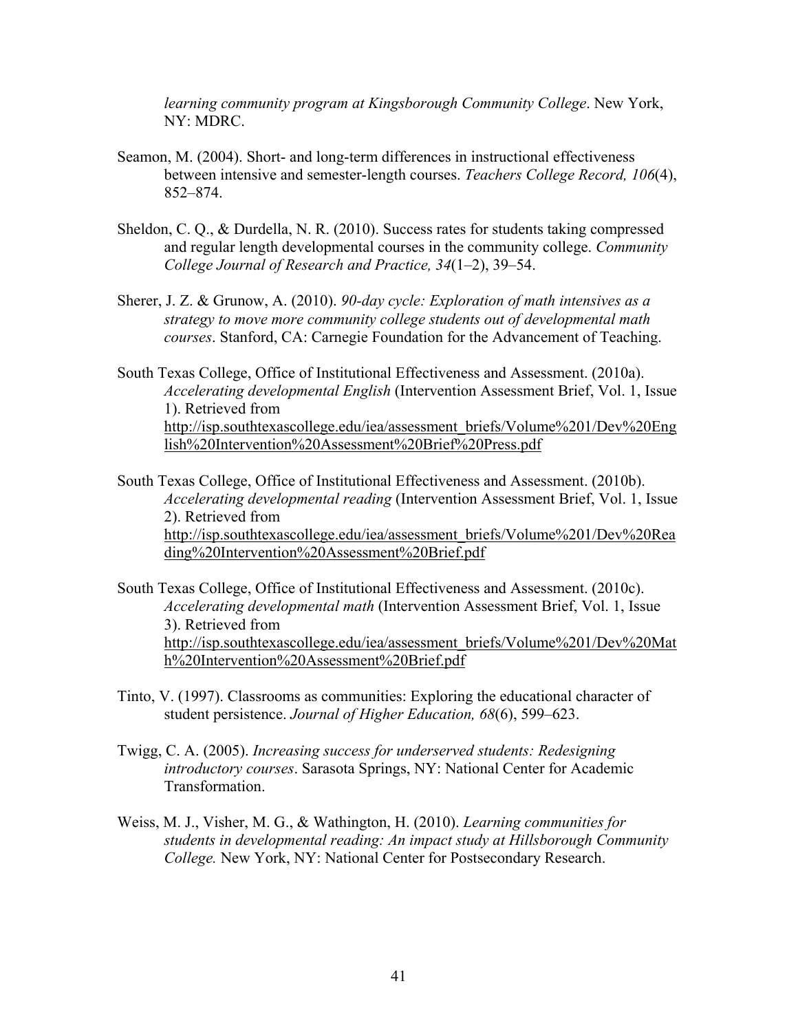*learning community program at Kingsborough Community College*. New York, NY: MDRC.

Seamon, M. (2004). Short- and long-term differences in instructional effectiveness between intensive and semester-length courses. *Teachers College Record, 106*(4), 852–874.

Sheldon, C. Q., & Durdella, N. R. (2010). Success rates for students taking compressed and regular length developmental courses in the community college. *Community College Journal of Research and Practice, 34*(1–2), 39–54.

Sherer, J. Z. & Grunow, A. (2010). *90-day cycle: Exploration of math intensives as a strategy to move more community college students out of developmental math courses*. Stanford, CA: Carnegie Foundation for the Advancement of Teaching.

South Texas College, Office of Institutional Effectiveness and Assessment. (2010a). *Accelerating developmental English* (Intervention Assessment Brief, Vol. 1, Issue 1). Retrieved from http://isp.southtexascollege.edu/iea/assessment_briefs/Volume%201/Dev%20English%20Intervention%20Assessment%20Brief%20Press.pdf

South Texas College, Office of Institutional Effectiveness and Assessment. (2010b). *Accelerating developmental reading* (Intervention Assessment Brief, Vol. 1, Issue 2). Retrieved from http://isp.southtexascollege.edu/iea/assessment_briefs/Volume%201/Dev%20Reading%20Intervention%20Assessment%20Brief.pdf

South Texas College, Office of Institutional Effectiveness and Assessment. (2010c). *Accelerating developmental math* (Intervention Assessment Brief, Vol. 1, Issue 3). Retrieved from http://isp.southtexascollege.edu/iea/assessment_briefs/Volume%201/Dev%20Math%20Intervention%20Assessment%20Brief.pdf

Tinto, V. (1997). Classrooms as communities: Exploring the educational character of student persistence. *Journal of Higher Education, 68*(6), 599–623.

Twigg, C. A. (2005). *Increasing success for underserved students: Redesigning introductory courses*. Sarasota Springs, NY: National Center for Academic Transformation.

Weiss, M. J., Visher, M. G., & Wathington, H. (2010). *Learning communities for students in developmental reading: An impact study at Hillsborough Community College.* New York, NY: National Center for Postsecondary Research.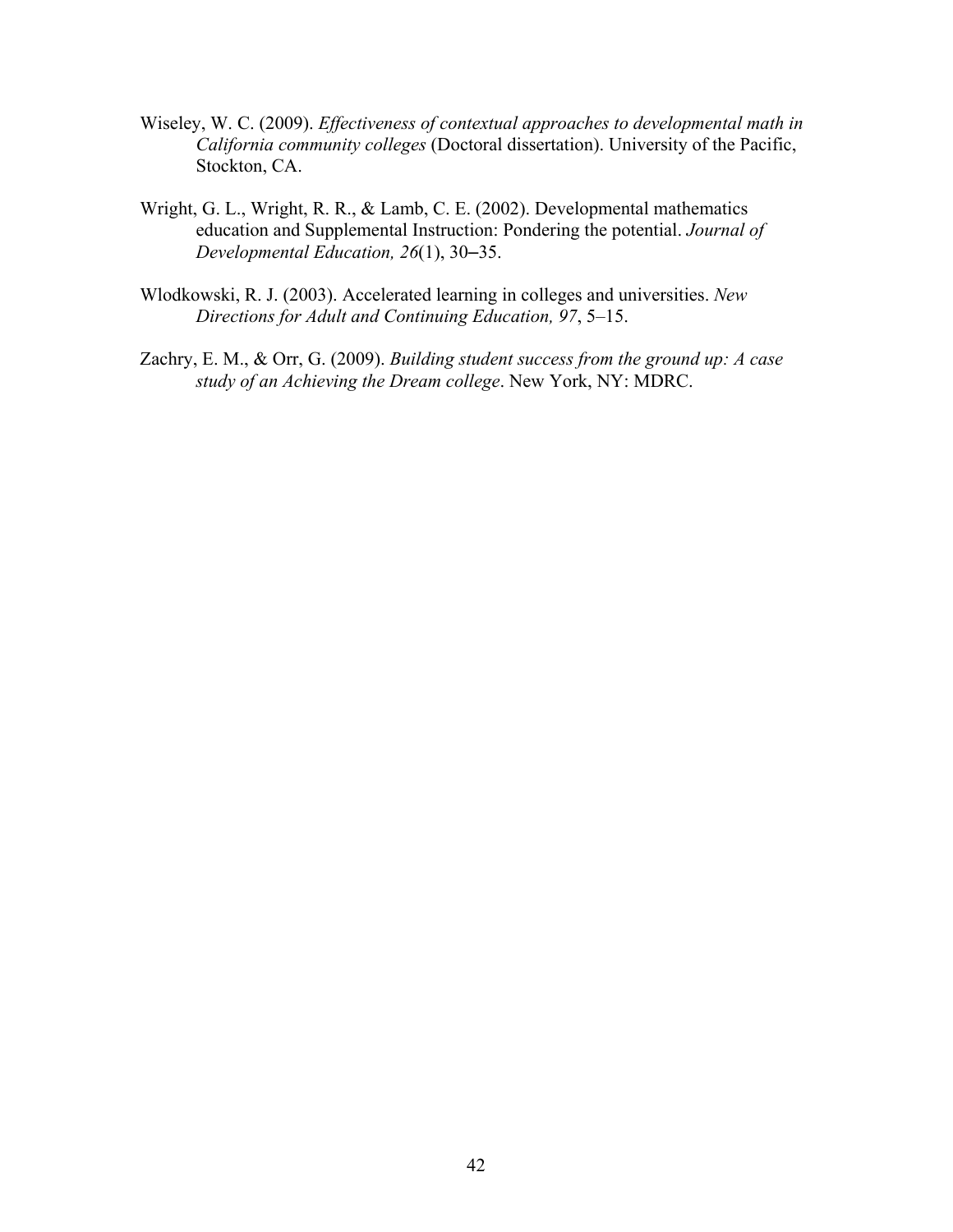Wiseley, W. C. (2009). *Effectiveness of contextual approaches to developmental math in California community colleges* (Doctoral dissertation). University of the Pacific, Stockton, CA.

Wright, G. L., Wright, R. R., & Lamb, C. E. (2002). Developmental mathematics education and Supplemental Instruction: Pondering the potential. *Journal of Developmental Education, 26*(1), 30–35.

Wlodkowski, R. J. (2003). Accelerated learning in colleges and universities. *New Directions for Adult and Continuing Education, 97*, 5–15.

Zachry, E. M., & Orr, G. (2009). *Building student success from the ground up: A case study of an Achieving the Dream college*. New York, NY: MDRC.